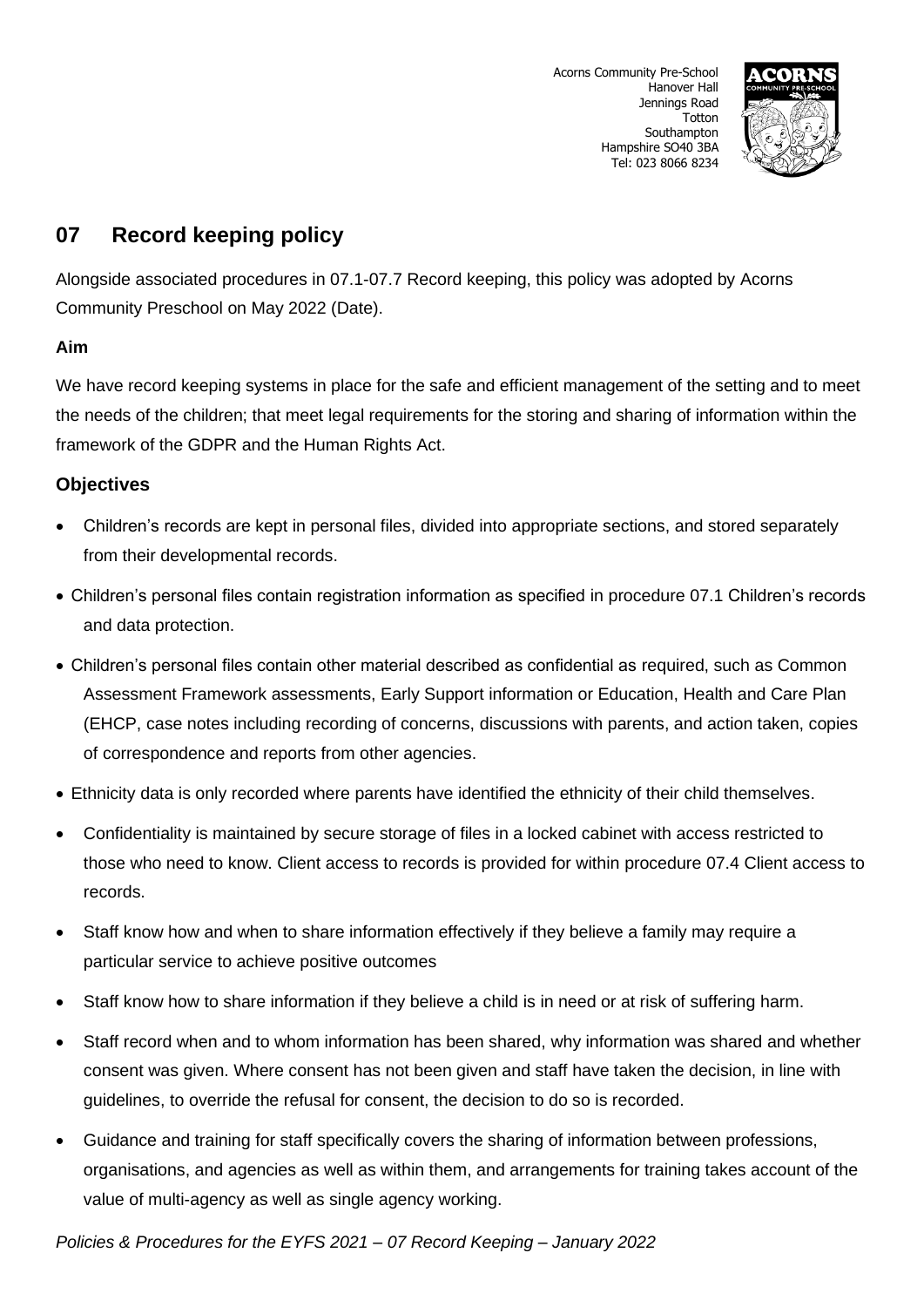Acorns Community Pre-School
Hanover Hall
Jennings Road
Totton
Southampton
Hampshire SO40 3BA
Tel: 023 8066 8234

# 07 Record keeping policy

Alongside associated procedures in 07.1-07.7 Record keeping, this policy was adopted by Acorns Community Preschool on May 2022 (Date).

**Aim**

We have record keeping systems in place for the safe and efficient management of the setting and to meet the needs of the children; that meet legal requirements for the storing and sharing of information within the framework of the GDPR and the Human Rights Act.

## Objectives

- Children's records are kept in personal files, divided into appropriate sections, and stored separately from their developmental records.
- Children's personal files contain registration information as specified in procedure 07.1 Children's records and data protection.
- Children's personal files contain other material described as confidential as required, such as Common Assessment Framework assessments, Early Support information or Education, Health and Care Plan (EHCP, case notes including recording of concerns, discussions with parents, and action taken, copies of correspondence and reports from other agencies.
- Ethnicity data is only recorded where parents have identified the ethnicity of their child themselves.
- Confidentiality is maintained by secure storage of files in a locked cabinet with access restricted to those who need to know. Client access to records is provided for within procedure 07.4 Client access to records.
- Staff know how and when to share information effectively if they believe a family may require a particular service to achieve positive outcomes
- Staff know how to share information if they believe a child is in need or at risk of suffering harm.
- Staff record when and to whom information has been shared, why information was shared and whether consent was given. Where consent has not been given and staff have taken the decision, in line with guidelines, to override the refusal for consent, the decision to do so is recorded.
- Guidance and training for staff specifically covers the sharing of information between professions, organisations, and agencies as well as within them, and arrangements for training takes account of the value of multi-agency as well as single agency working.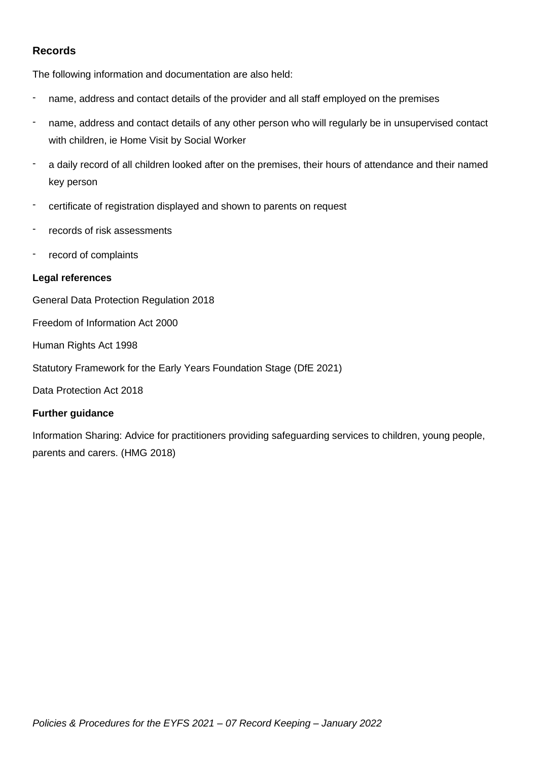**Records**

The following information and documentation are also held:

- name, address and contact details of the provider and all staff employed on the premises
- name, address and contact details of any other person who will regularly be in unsupervised contact with children, ie Home Visit by Social Worker
- a daily record of all children looked after on the premises, their hours of attendance and their named key person
- certificate of registration displayed and shown to parents on request
- records of risk assessments
- record of complaints

**Legal references**

General Data Protection Regulation 2018

Freedom of Information Act 2000

Human Rights Act 1998

Statutory Framework for the Early Years Foundation Stage (DfE 2021)

Data Protection Act 2018

**Further guidance**

Information Sharing: Advice for practitioners providing safeguarding services to children, young people, parents and carers. (HMG 2018)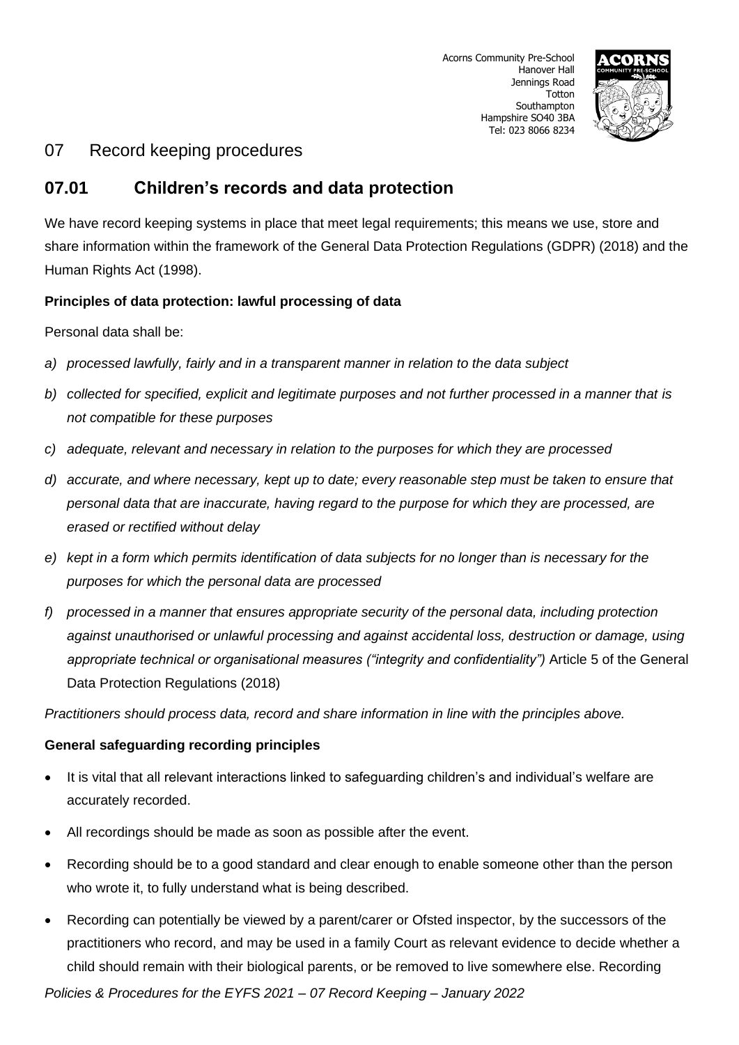## 07 Record keeping procedures

## 07.01 Children's records and data protection

We have record keeping systems in place that meet legal requirements; this means we use, store and share information within the framework of the General Data Protection Regulations (GDPR) (2018) and the Human Rights Act (1998).

**Principles of data protection: lawful processing of data**

Personal data shall be:

a) *processed lawfully, fairly and in a transparent manner in relation to the data subject*

b) *collected for specified, explicit and legitimate purposes and not further processed in a manner that is not compatible for these purposes*

c) *adequate, relevant and necessary in relation to the purposes for which they are processed*

d) *accurate, and where necessary, kept up to date; every reasonable step must be taken to ensure that personal data that are inaccurate, having regard to the purpose for which they are processed, are erased or rectified without delay*

e) *kept in a form which permits identification of data subjects for no longer than is necessary for the purposes for which the personal data are processed*

f) *processed in a manner that ensures appropriate security of the personal data, including protection against unauthorised or unlawful processing and against accidental loss, destruction or damage, using appropriate technical or organisational measures ("integrity and confidentiality")* Article 5 of the General Data Protection Regulations (2018)

*Practitioners should process data, record and share information in line with the principles above.*

**General safeguarding recording principles**

- It is vital that all relevant interactions linked to safeguarding children's and individual's welfare are accurately recorded.
- All recordings should be made as soon as possible after the event.
- Recording should be to a good standard and clear enough to enable someone other than the person who wrote it, to fully understand what is being described.
- Recording can potentially be viewed by a parent/carer or Ofsted inspector, by the successors of the practitioners who record, and may be used in a family Court as relevant evidence to decide whether a child should remain with their biological parents, or be removed to live somewhere else. Recording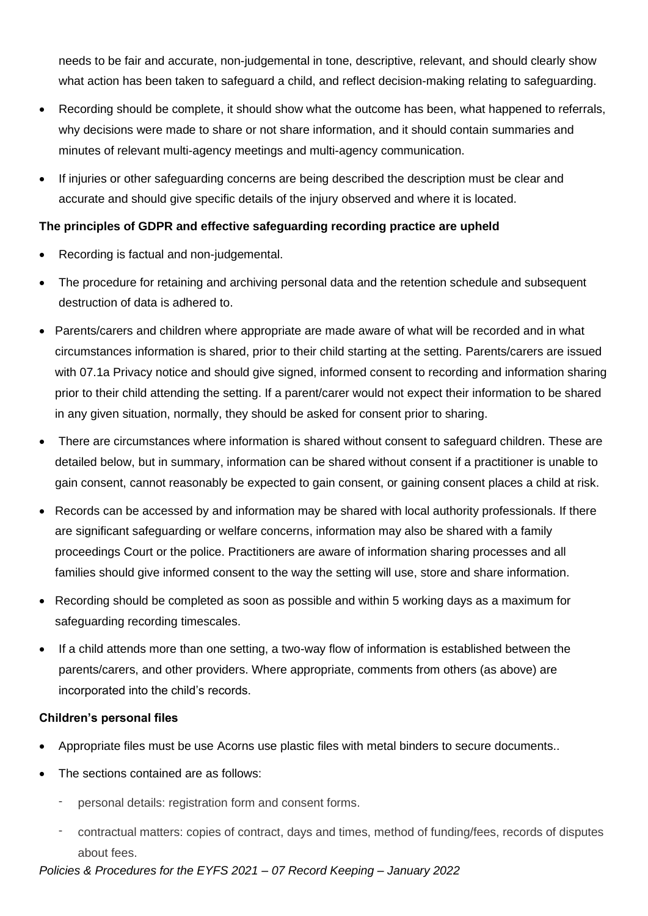needs to be fair and accurate, non-judgemental in tone, descriptive, relevant, and should clearly show what action has been taken to safeguard a child, and reflect decision-making relating to safeguarding.

- Recording should be complete, it should show what the outcome has been, what happened to referrals, why decisions were made to share or not share information, and it should contain summaries and minutes of relevant multi-agency meetings and multi-agency communication.
- If injuries or other safeguarding concerns are being described the description must be clear and accurate and should give specific details of the injury observed and where it is located.

**The principles of GDPR and effective safeguarding recording practice are upheld**

- Recording is factual and non-judgemental.
- The procedure for retaining and archiving personal data and the retention schedule and subsequent destruction of data is adhered to.
- Parents/carers and children where appropriate are made aware of what will be recorded and in what circumstances information is shared, prior to their child starting at the setting. Parents/carers are issued with 07.1a Privacy notice and should give signed, informed consent to recording and information sharing prior to their child attending the setting. If a parent/carer would not expect their information to be shared in any given situation, normally, they should be asked for consent prior to sharing.
- There are circumstances where information is shared without consent to safeguard children. These are detailed below, but in summary, information can be shared without consent if a practitioner is unable to gain consent, cannot reasonably be expected to gain consent, or gaining consent places a child at risk.
- Records can be accessed by and information may be shared with local authority professionals. If there are significant safeguarding or welfare concerns, information may also be shared with a family proceedings Court or the police. Practitioners are aware of information sharing processes and all families should give informed consent to the way the setting will use, store and share information.
- Recording should be completed as soon as possible and within 5 working days as a maximum for safeguarding recording timescales.
- If a child attends more than one setting, a two-way flow of information is established between the parents/carers, and other providers. Where appropriate, comments from others (as above) are incorporated into the child's records.

**Children's personal files**

- Appropriate files must be use Acorns use plastic files with metal binders to secure documents..
- The sections contained are as follows:
  - personal details: registration form and consent forms.
  - contractual matters: copies of contract, days and times, method of funding/fees, records of disputes about fees.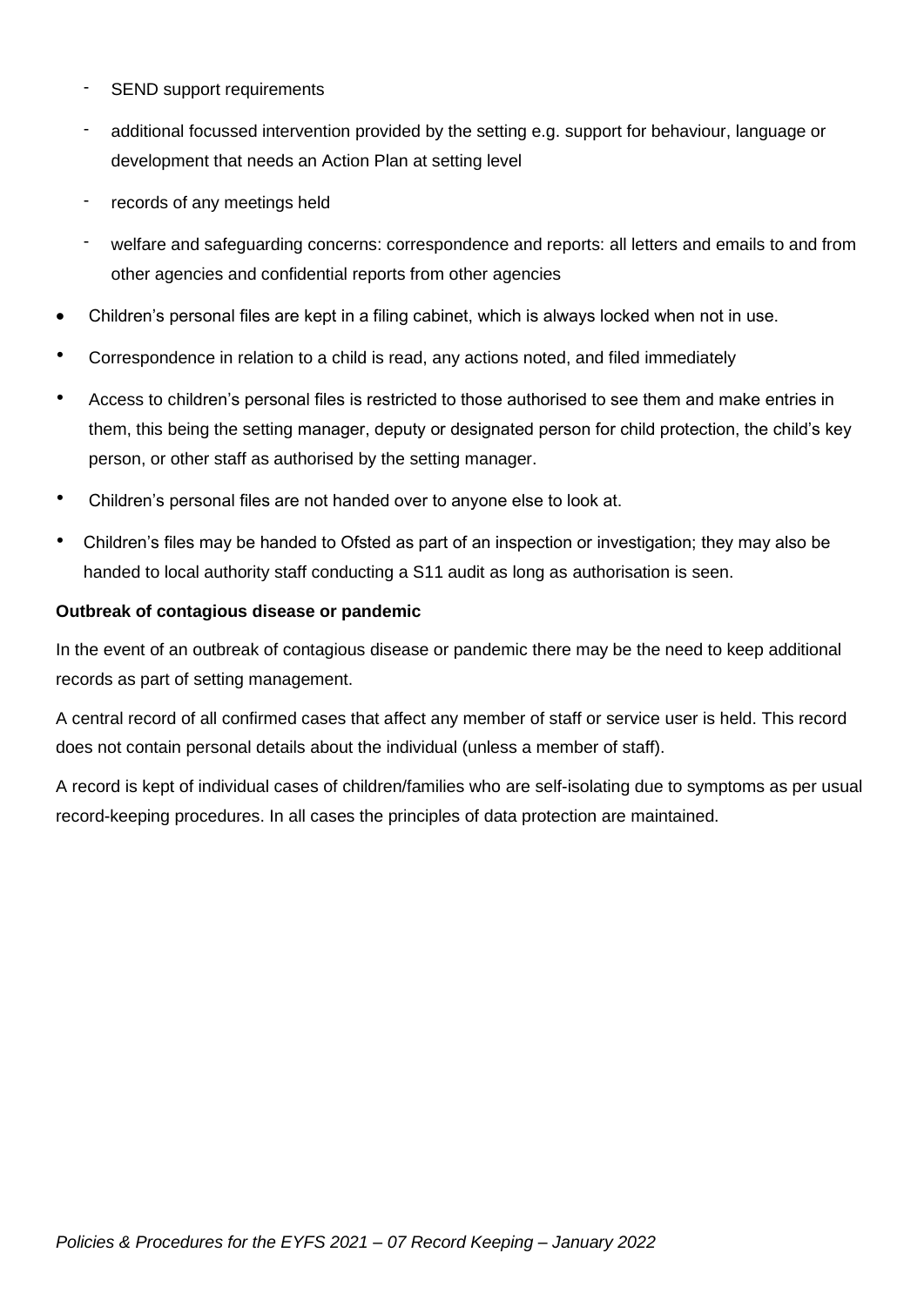- SEND support requirements
  - additional focussed intervention provided by the setting e.g. support for behaviour, language or development that needs an Action Plan at setting level
  - records of any meetings held
  - welfare and safeguarding concerns: correspondence and reports: all letters and emails to and from other agencies and confidential reports from other agencies
- Children's personal files are kept in a filing cabinet, which is always locked when not in use.
- Correspondence in relation to a child is read, any actions noted, and filed immediately
- Access to children's personal files is restricted to those authorised to see them and make entries in them, this being the setting manager, deputy or designated person for child protection, the child's key person, or other staff as authorised by the setting manager.
- Children's personal files are not handed over to anyone else to look at.
- Children's files may be handed to Ofsted as part of an inspection or investigation; they may also be handed to local authority staff conducting a S11 audit as long as authorisation is seen.

**Outbreak of contagious disease or pandemic**

In the event of an outbreak of contagious disease or pandemic there may be the need to keep additional records as part of setting management.

A central record of all confirmed cases that affect any member of staff or service user is held. This record does not contain personal details about the individual (unless a member of staff).

A record is kept of individual cases of children/families who are self-isolating due to symptoms as per usual record-keeping procedures. In all cases the principles of data protection are maintained.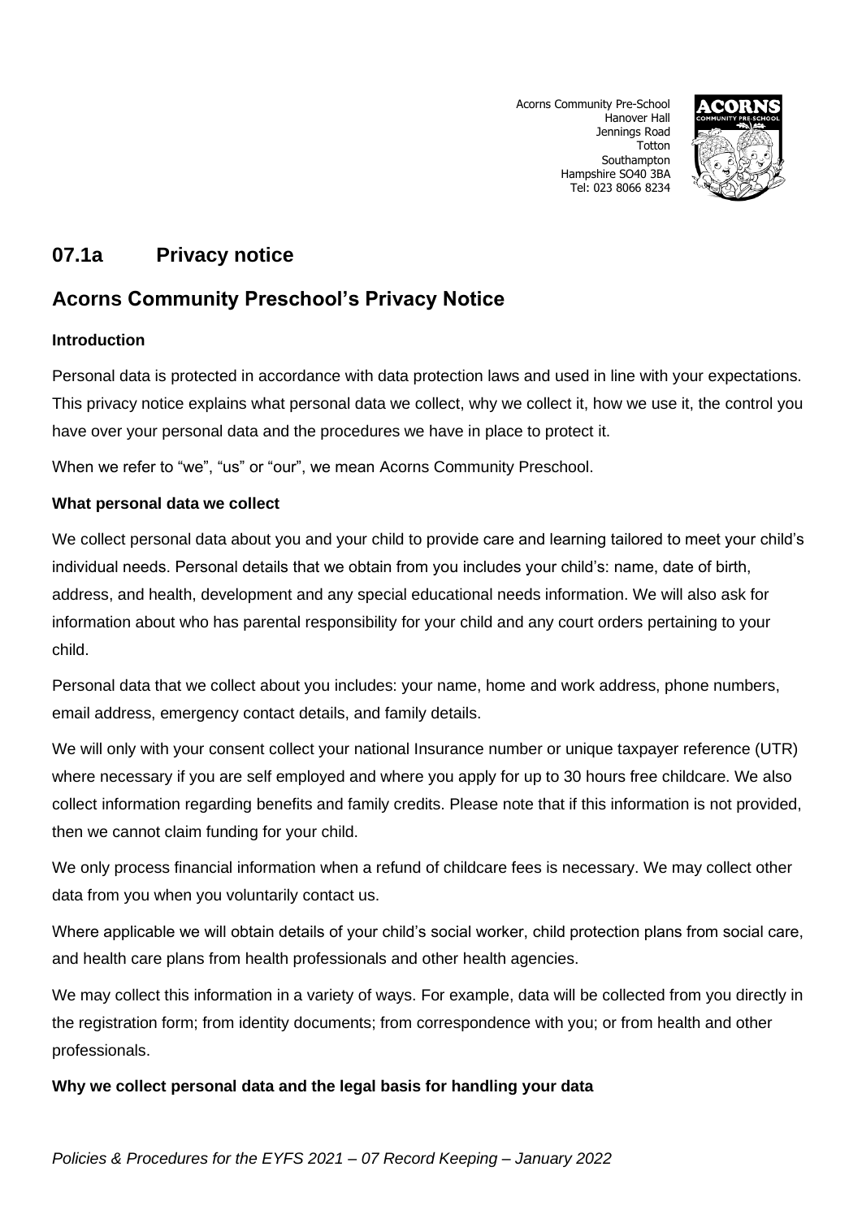Acorns Community Pre-School
Hanover Hall
Jennings Road
Totton
Southampton
Hampshire SO40 3BA
Tel: 023 8066 8234

## 07.1a Privacy notice

## Acorns Community Preschool's Privacy Notice

**Introduction**

Personal data is protected in accordance with data protection laws and used in line with your expectations. This privacy notice explains what personal data we collect, why we collect it, how we use it, the control you have over your personal data and the procedures we have in place to protect it.

When we refer to "we", "us" or "our", we mean Acorns Community Preschool.

**What personal data we collect**

We collect personal data about you and your child to provide care and learning tailored to meet your child's individual needs. Personal details that we obtain from you includes your child's: name, date of birth, address, and health, development and any special educational needs information. We will also ask for information about who has parental responsibility for your child and any court orders pertaining to your child.

Personal data that we collect about you includes: your name, home and work address, phone numbers, email address, emergency contact details, and family details.

We will only with your consent collect your national Insurance number or unique taxpayer reference (UTR) where necessary if you are self employed and where you apply for up to 30 hours free childcare. We also collect information regarding benefits and family credits. Please note that if this information is not provided, then we cannot claim funding for your child.

We only process financial information when a refund of childcare fees is necessary. We may collect other data from you when you voluntarily contact us.

Where applicable we will obtain details of your child's social worker, child protection plans from social care, and health care plans from health professionals and other health agencies.

We may collect this information in a variety of ways. For example, data will be collected from you directly in the registration form; from identity documents; from correspondence with you; or from health and other professionals.

**Why we collect personal data and the legal basis for handling your data**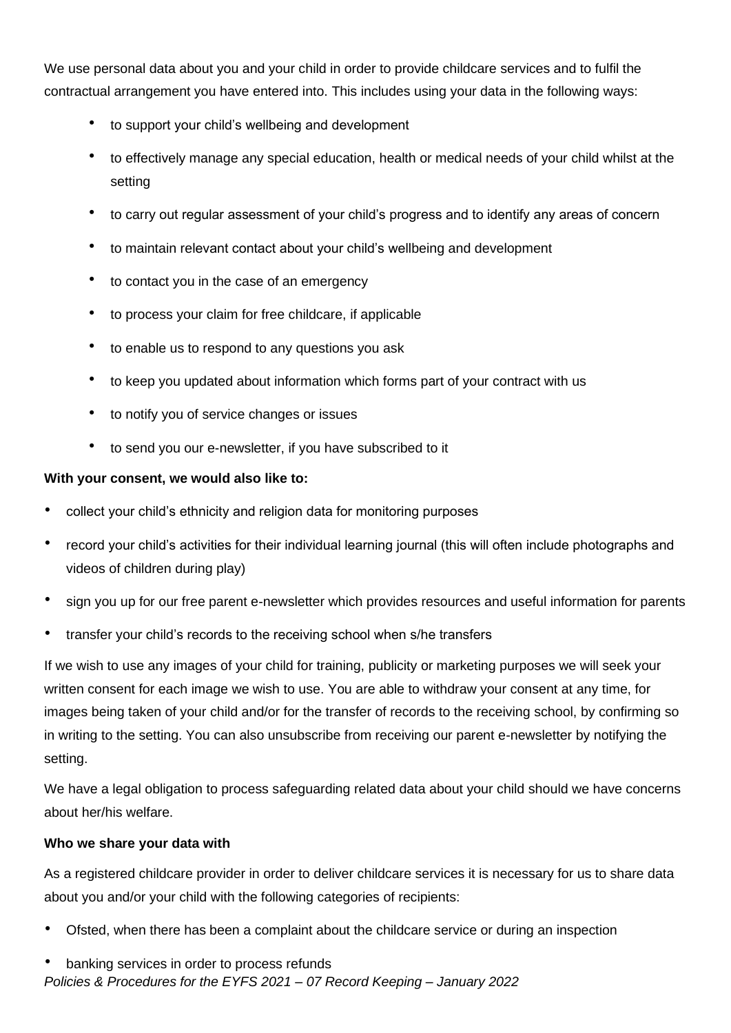We use personal data about you and your child in order to provide childcare services and to fulfil the contractual arrangement you have entered into. This includes using your data in the following ways:

- to support your child's wellbeing and development
- to effectively manage any special education, health or medical needs of your child whilst at the setting
- to carry out regular assessment of your child's progress and to identify any areas of concern
- to maintain relevant contact about your child's wellbeing and development
- to contact you in the case of an emergency
- to process your claim for free childcare, if applicable
- to enable us to respond to any questions you ask
- to keep you updated about information which forms part of your contract with us
- to notify you of service changes or issues
- to send you our e-newsletter, if you have subscribed to it

**With your consent, we would also like to:**

- collect your child's ethnicity and religion data for monitoring purposes
- record your child's activities for their individual learning journal (this will often include photographs and videos of children during play)
- sign you up for our free parent e-newsletter which provides resources and useful information for parents
- transfer your child's records to the receiving school when s/he transfers

If we wish to use any images of your child for training, publicity or marketing purposes we will seek your written consent for each image we wish to use. You are able to withdraw your consent at any time, for images being taken of your child and/or for the transfer of records to the receiving school, by confirming so in writing to the setting. You can also unsubscribe from receiving our parent e-newsletter by notifying the setting.

We have a legal obligation to process safeguarding related data about your child should we have concerns about her/his welfare.

**Who we share your data with**

As a registered childcare provider in order to deliver childcare services it is necessary for us to share data about you and/or your child with the following categories of recipients:

- Ofsted, when there has been a complaint about the childcare service or during an inspection
- banking services in order to process refunds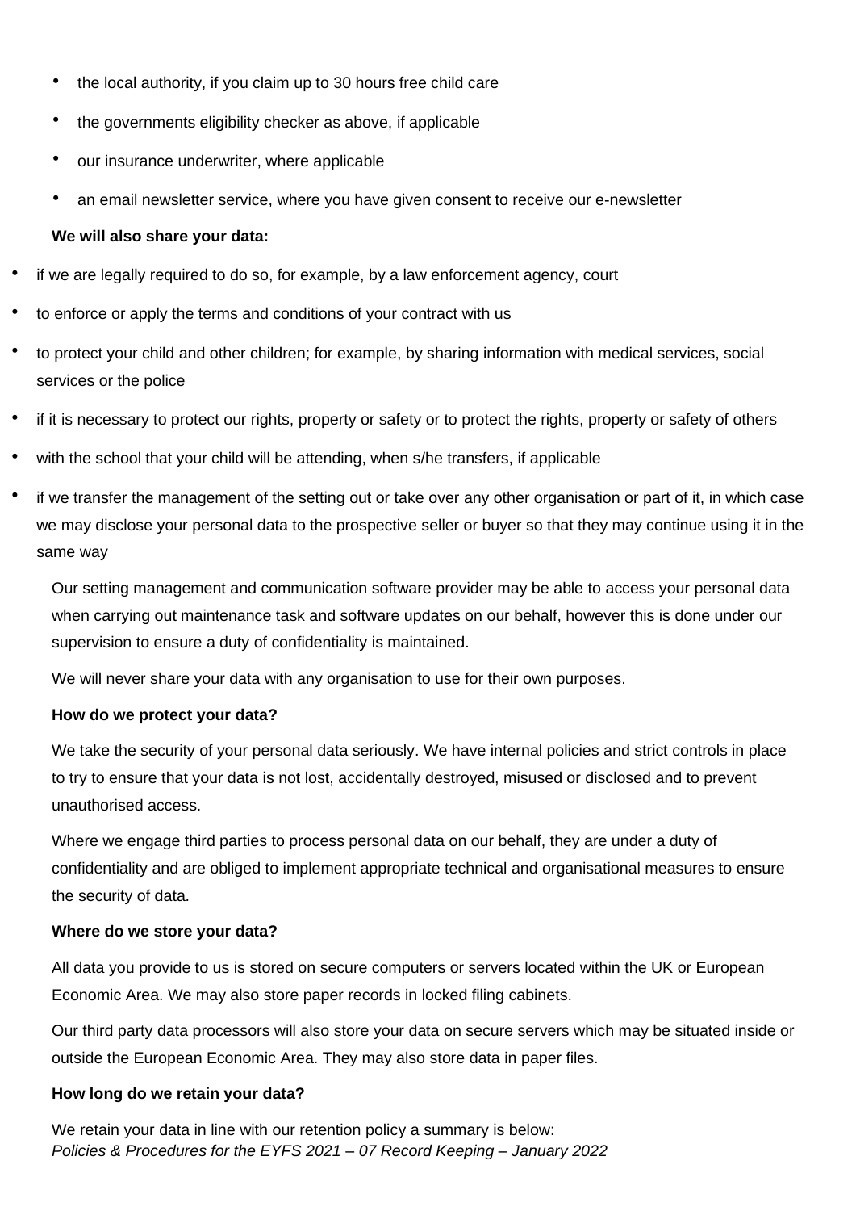- the local authority, if you claim up to 30 hours free child care
- the governments eligibility checker as above, if applicable
- our insurance underwriter, where applicable
- an email newsletter service, where you have given consent to receive our e-newsletter

**We will also share your data:**

- if we are legally required to do so, for example, by a law enforcement agency, court
- to enforce or apply the terms and conditions of your contract with us
- to protect your child and other children; for example, by sharing information with medical services, social services or the police
- if it is necessary to protect our rights, property or safety or to protect the rights, property or safety of others
- with the school that your child will be attending, when s/he transfers, if applicable
- if we transfer the management of the setting out or take over any other organisation or part of it, in which case we may disclose your personal data to the prospective seller or buyer so that they may continue using it in the same way

Our setting management and communication software provider may be able to access your personal data when carrying out maintenance task and software updates on our behalf, however this is done under our supervision to ensure a duty of confidentiality is maintained.

We will never share your data with any organisation to use for their own purposes.

**How do we protect your data?**

We take the security of your personal data seriously. We have internal policies and strict controls in place to try to ensure that your data is not lost, accidentally destroyed, misused or disclosed and to prevent unauthorised access.

Where we engage third parties to process personal data on our behalf, they are under a duty of confidentiality and are obliged to implement appropriate technical and organisational measures to ensure the security of data.

**Where do we store your data?**

All data you provide to us is stored on secure computers or servers located within the UK or European Economic Area. We may also store paper records in locked filing cabinets.

Our third party data processors will also store your data on secure servers which may be situated inside or outside the European Economic Area. They may also store data in paper files.

**How long do we retain your data?**

We retain your data in line with our retention policy a summary is below: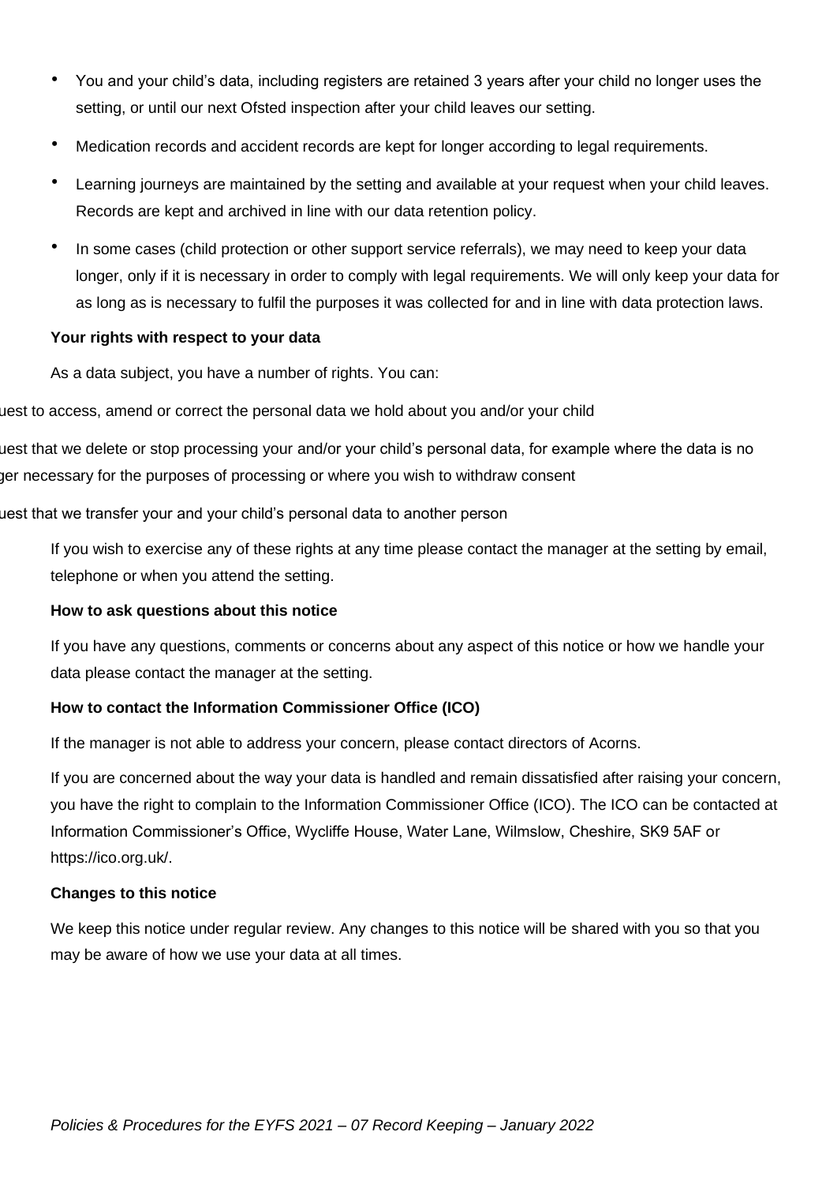- You and your child's data, including registers are retained 3 years after your child no longer uses the setting, or until our next Ofsted inspection after your child leaves our setting.
- Medication records and accident records are kept for longer according to legal requirements.
- Learning journeys are maintained by the setting and available at your request when your child leaves. Records are kept and archived in line with our data retention policy.
- In some cases (child protection or other support service referrals), we may need to keep your data longer, only if it is necessary in order to comply with legal requirements. We will only keep your data for as long as is necessary to fulfil the purposes it was collected for and in line with data protection laws.

**Your rights with respect to your data**

As a data subject, you have a number of rights. You can:

uest to access, amend or correct the personal data we hold about you and/or your child

uest that we delete or stop processing your and/or your child's personal data, for example where the data is no ger necessary for the purposes of processing or where you wish to withdraw consent

uest that we transfer your and your child's personal data to another person

If you wish to exercise any of these rights at any time please contact the manager at the setting by email, telephone or when you attend the setting.

**How to ask questions about this notice**

If you have any questions, comments or concerns about any aspect of this notice or how we handle your data please contact the manager at the setting.

**How to contact the Information Commissioner Office (ICO)**

If the manager is not able to address your concern, please contact directors of Acorns.

If you are concerned about the way your data is handled and remain dissatisfied after raising your concern, you have the right to complain to the Information Commissioner Office (ICO). The ICO can be contacted at Information Commissioner's Office, Wycliffe House, Water Lane, Wilmslow, Cheshire, SK9 5AF or https://ico.org.uk/.

**Changes to this notice**

We keep this notice under regular review. Any changes to this notice will be shared with you so that you may be aware of how we use your data at all times.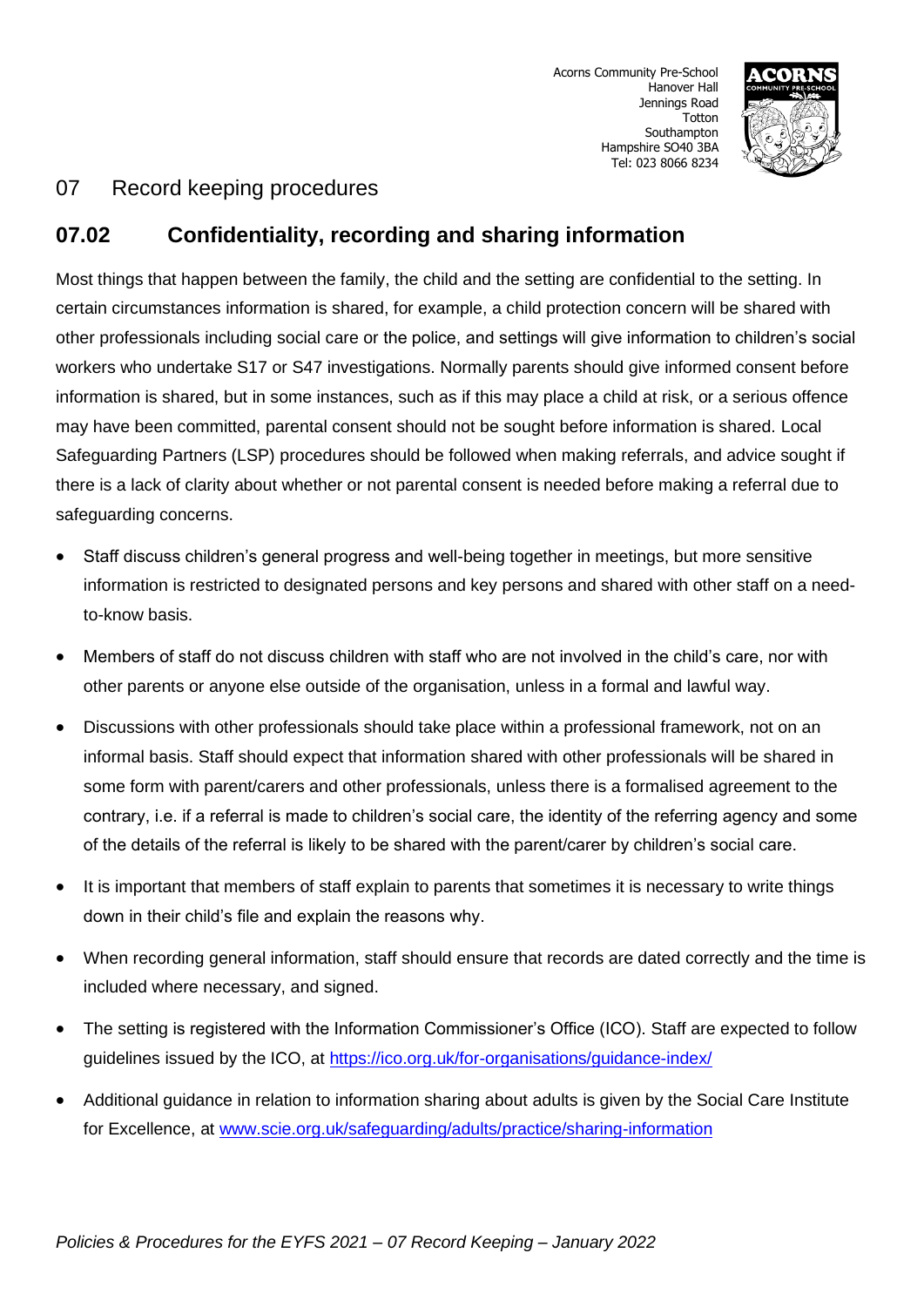## 07 Record keeping procedures

## 07.02 Confidentiality, recording and sharing information

Most things that happen between the family, the child and the setting are confidential to the setting. In certain circumstances information is shared, for example, a child protection concern will be shared with other professionals including social care or the police, and settings will give information to children's social workers who undertake S17 or S47 investigations. Normally parents should give informed consent before information is shared, but in some instances, such as if this may place a child at risk, or a serious offence may have been committed, parental consent should not be sought before information is shared. Local Safeguarding Partners (LSP) procedures should be followed when making referrals, and advice sought if there is a lack of clarity about whether or not parental consent is needed before making a referral due to safeguarding concerns.

- Staff discuss children's general progress and well-being together in meetings, but more sensitive information is restricted to designated persons and key persons and shared with other staff on a need-to-know basis.
- Members of staff do not discuss children with staff who are not involved in the child's care, nor with other parents or anyone else outside of the organisation, unless in a formal and lawful way.
- Discussions with other professionals should take place within a professional framework, not on an informal basis. Staff should expect that information shared with other professionals will be shared in some form with parent/carers and other professionals, unless there is a formalised agreement to the contrary, i.e. if a referral is made to children's social care, the identity of the referring agency and some of the details of the referral is likely to be shared with the parent/carer by children's social care.
- It is important that members of staff explain to parents that sometimes it is necessary to write things down in their child's file and explain the reasons why.
- When recording general information, staff should ensure that records are dated correctly and the time is included where necessary, and signed.
- The setting is registered with the Information Commissioner's Office (ICO). Staff are expected to follow guidelines issued by the ICO, at https://ico.org.uk/for-organisations/guidance-index/
- Additional guidance in relation to information sharing about adults is given by the Social Care Institute for Excellence, at www.scie.org.uk/safeguarding/adults/practice/sharing-information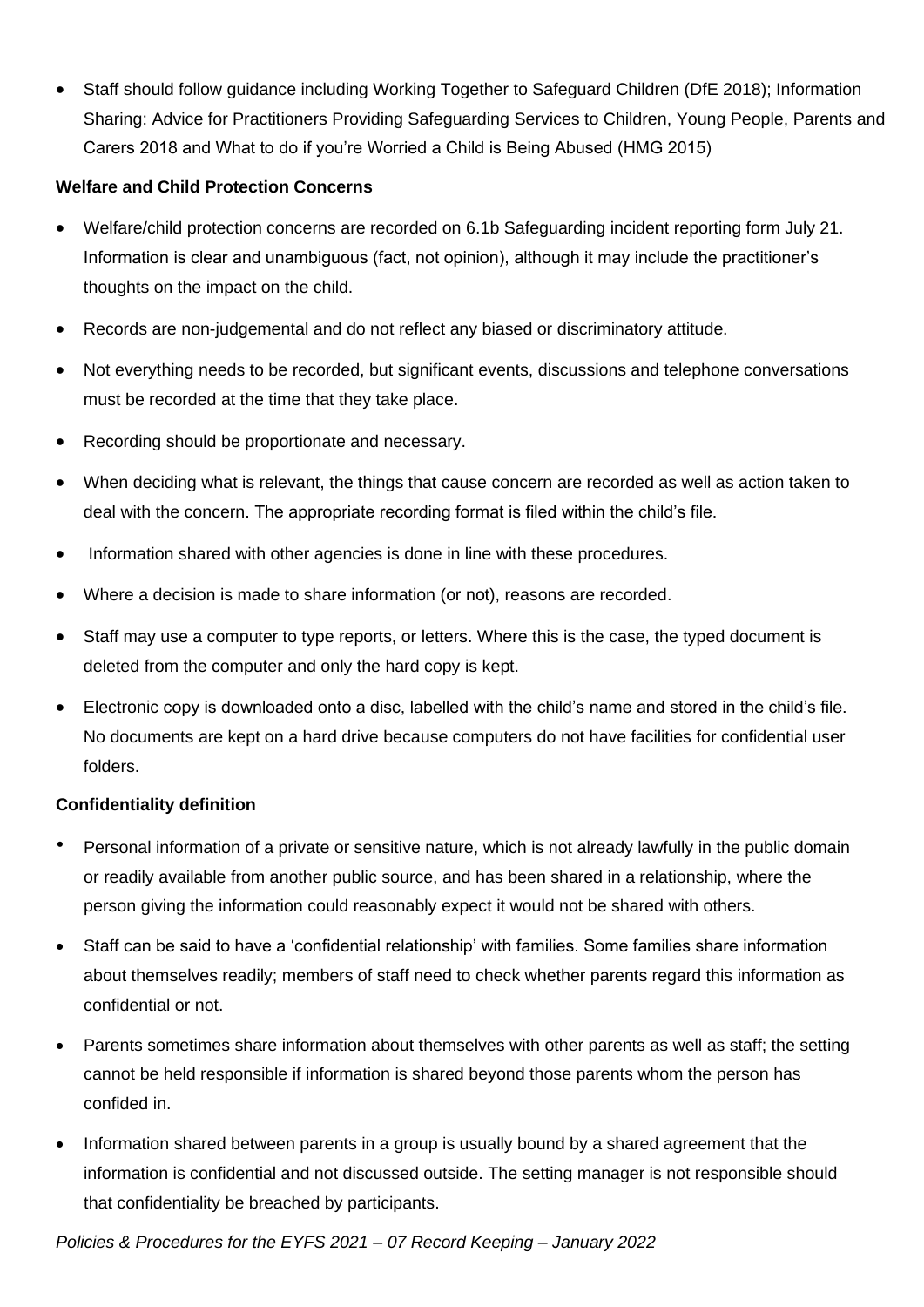- Staff should follow guidance including Working Together to Safeguard Children (DfE 2018); Information Sharing: Advice for Practitioners Providing Safeguarding Services to Children, Young People, Parents and Carers 2018 and What to do if you're Worried a Child is Being Abused (HMG 2015)

**Welfare and Child Protection Concerns**

- Welfare/child protection concerns are recorded on 6.1b Safeguarding incident reporting form July 21. Information is clear and unambiguous (fact, not opinion), although it may include the practitioner's thoughts on the impact on the child.
- Records are non-judgemental and do not reflect any biased or discriminatory attitude.
- Not everything needs to be recorded, but significant events, discussions and telephone conversations must be recorded at the time that they take place.
- Recording should be proportionate and necessary.
- When deciding what is relevant, the things that cause concern are recorded as well as action taken to deal with the concern. The appropriate recording format is filed within the child's file.
- Information shared with other agencies is done in line with these procedures.
- Where a decision is made to share information (or not), reasons are recorded.
- Staff may use a computer to type reports, or letters. Where this is the case, the typed document is deleted from the computer and only the hard copy is kept.
- Electronic copy is downloaded onto a disc, labelled with the child's name and stored in the child's file. No documents are kept on a hard drive because computers do not have facilities for confidential user folders.

**Confidentiality definition**

- Personal information of a private or sensitive nature, which is not already lawfully in the public domain or readily available from another public source, and has been shared in a relationship, where the person giving the information could reasonably expect it would not be shared with others.
- Staff can be said to have a 'confidential relationship' with families. Some families share information about themselves readily; members of staff need to check whether parents regard this information as confidential or not.
- Parents sometimes share information about themselves with other parents as well as staff; the setting cannot be held responsible if information is shared beyond those parents whom the person has confided in.
- Information shared between parents in a group is usually bound by a shared agreement that the information is confidential and not discussed outside. The setting manager is not responsible should that confidentiality be breached by participants.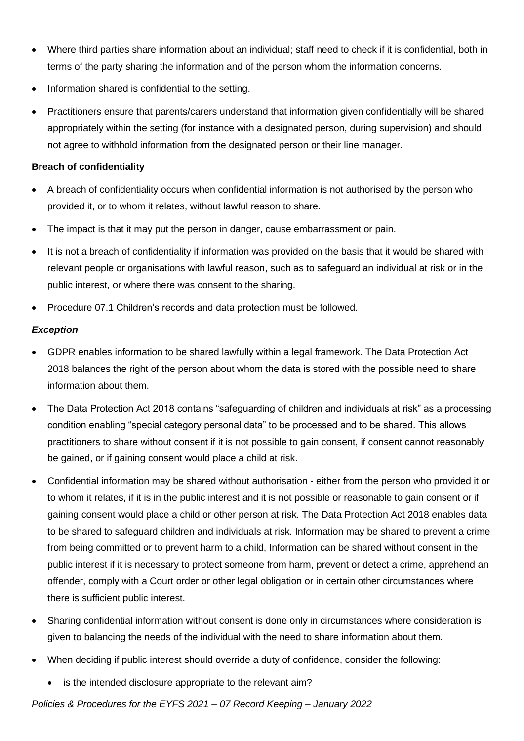- Where third parties share information about an individual; staff need to check if it is confidential, both in terms of the party sharing the information and of the person whom the information concerns.
- Information shared is confidential to the setting.
- Practitioners ensure that parents/carers understand that information given confidentially will be shared appropriately within the setting (for instance with a designated person, during supervision) and should not agree to withhold information from the designated person or their line manager.

**Breach of confidentiality**

- A breach of confidentiality occurs when confidential information is not authorised by the person who provided it, or to whom it relates, without lawful reason to share.
- The impact is that it may put the person in danger, cause embarrassment or pain.
- It is not a breach of confidentiality if information was provided on the basis that it would be shared with relevant people or organisations with lawful reason, such as to safeguard an individual at risk or in the public interest, or where there was consent to the sharing.
- Procedure 07.1 Children's records and data protection must be followed.

***Exception***

- GDPR enables information to be shared lawfully within a legal framework. The Data Protection Act 2018 balances the right of the person about whom the data is stored with the possible need to share information about them.
- The Data Protection Act 2018 contains "safeguarding of children and individuals at risk" as a processing condition enabling "special category personal data" to be processed and to be shared. This allows practitioners to share without consent if it is not possible to gain consent, if consent cannot reasonably be gained, or if gaining consent would place a child at risk.
- Confidential information may be shared without authorisation - either from the person who provided it or to whom it relates, if it is in the public interest and it is not possible or reasonable to gain consent or if gaining consent would place a child or other person at risk. The Data Protection Act 2018 enables data to be shared to safeguard children and individuals at risk. Information may be shared to prevent a crime from being committed or to prevent harm to a child, Information can be shared without consent in the public interest if it is necessary to protect someone from harm, prevent or detect a crime, apprehend an offender, comply with a Court order or other legal obligation or in certain other circumstances where there is sufficient public interest.
- Sharing confidential information without consent is done only in circumstances where consideration is given to balancing the needs of the individual with the need to share information about them.
- When deciding if public interest should override a duty of confidence, consider the following:
  - is the intended disclosure appropriate to the relevant aim?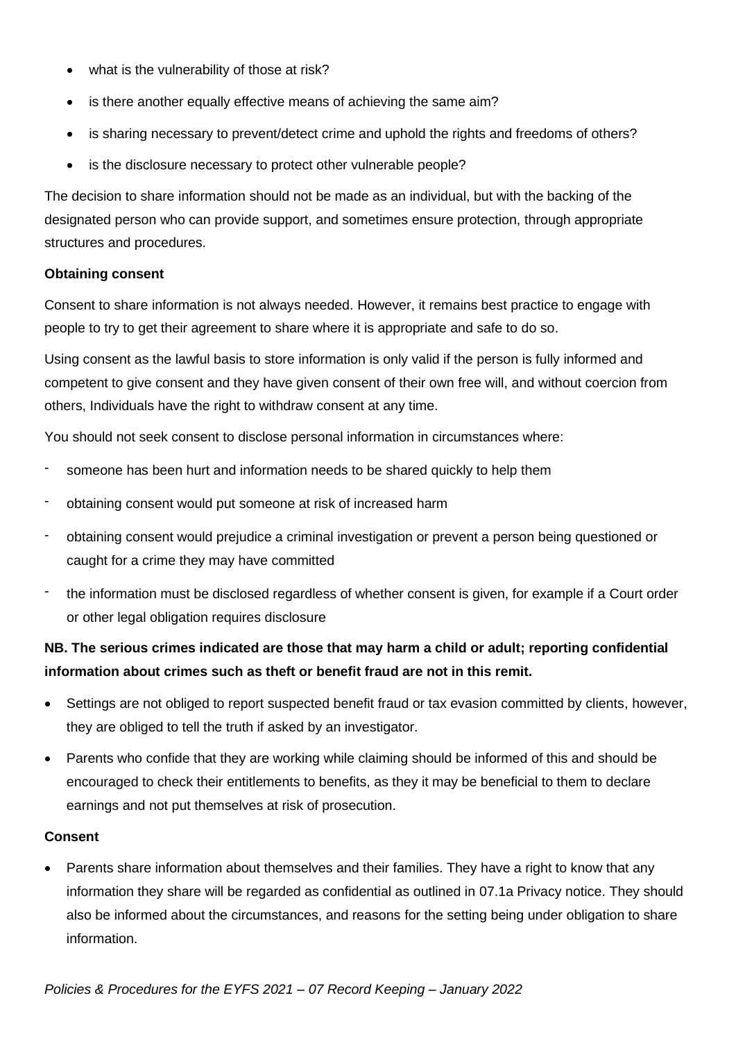- what is the vulnerability of those at risk?
- is there another equally effective means of achieving the same aim?
- is sharing necessary to prevent/detect crime and uphold the rights and freedoms of others?
- is the disclosure necessary to protect other vulnerable people?

The decision to share information should not be made as an individual, but with the backing of the designated person who can provide support, and sometimes ensure protection, through appropriate structures and procedures.

**Obtaining consent**

Consent to share information is not always needed. However, it remains best practice to engage with people to try to get their agreement to share where it is appropriate and safe to do so.

Using consent as the lawful basis to store information is only valid if the person is fully informed and competent to give consent and they have given consent of their own free will, and without coercion from others, Individuals have the right to withdraw consent at any time.

You should not seek consent to disclose personal information in circumstances where:

- someone has been hurt and information needs to be shared quickly to help them
- obtaining consent would put someone at risk of increased harm
- obtaining consent would prejudice a criminal investigation or prevent a person being questioned or caught for a crime they may have committed
- the information must be disclosed regardless of whether consent is given, for example if a Court order or other legal obligation requires disclosure

**NB. The serious crimes indicated are those that may harm a child or adult; reporting confidential information about crimes such as theft or benefit fraud are not in this remit.**

- Settings are not obliged to report suspected benefit fraud or tax evasion committed by clients, however, they are obliged to tell the truth if asked by an investigator.
- Parents who confide that they are working while claiming should be informed of this and should be encouraged to check their entitlements to benefits, as they it may be beneficial to them to declare earnings and not put themselves at risk of prosecution.

**Consent**

- Parents share information about themselves and their families. They have a right to know that any information they share will be regarded as confidential as outlined in 07.1a Privacy notice. They should also be informed about the circumstances, and reasons for the setting being under obligation to share information.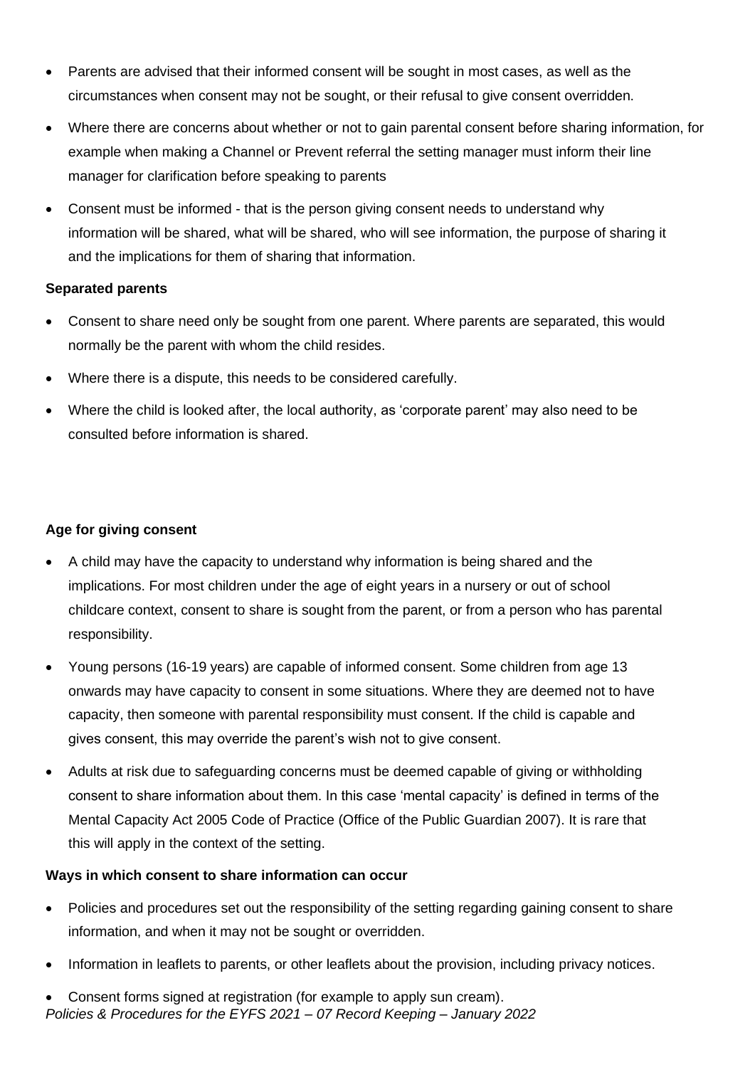- Parents are advised that their informed consent will be sought in most cases, as well as the circumstances when consent may not be sought, or their refusal to give consent overridden.
- Where there are concerns about whether or not to gain parental consent before sharing information, for example when making a Channel or Prevent referral the setting manager must inform their line manager for clarification before speaking to parents
- Consent must be informed - that is the person giving consent needs to understand why information will be shared, what will be shared, who will see information, the purpose of sharing it and the implications for them of sharing that information.

**Separated parents**

- Consent to share need only be sought from one parent. Where parents are separated, this would normally be the parent with whom the child resides.
- Where there is a dispute, this needs to be considered carefully.
- Where the child is looked after, the local authority, as 'corporate parent' may also need to be consulted before information is shared.

**Age for giving consent**

- A child may have the capacity to understand why information is being shared and the implications. For most children under the age of eight years in a nursery or out of school childcare context, consent to share is sought from the parent, or from a person who has parental responsibility.
- Young persons (16-19 years) are capable of informed consent. Some children from age 13 onwards may have capacity to consent in some situations. Where they are deemed not to have capacity, then someone with parental responsibility must consent. If the child is capable and gives consent, this may override the parent's wish not to give consent.
- Adults at risk due to safeguarding concerns must be deemed capable of giving or withholding consent to share information about them. In this case 'mental capacity' is defined in terms of the Mental Capacity Act 2005 Code of Practice (Office of the Public Guardian 2007). It is rare that this will apply in the context of the setting.

**Ways in which consent to share information can occur**

- Policies and procedures set out the responsibility of the setting regarding gaining consent to share information, and when it may not be sought or overridden.
- Information in leaflets to parents, or other leaflets about the provision, including privacy notices.
- Consent forms signed at registration (for example to apply sun cream).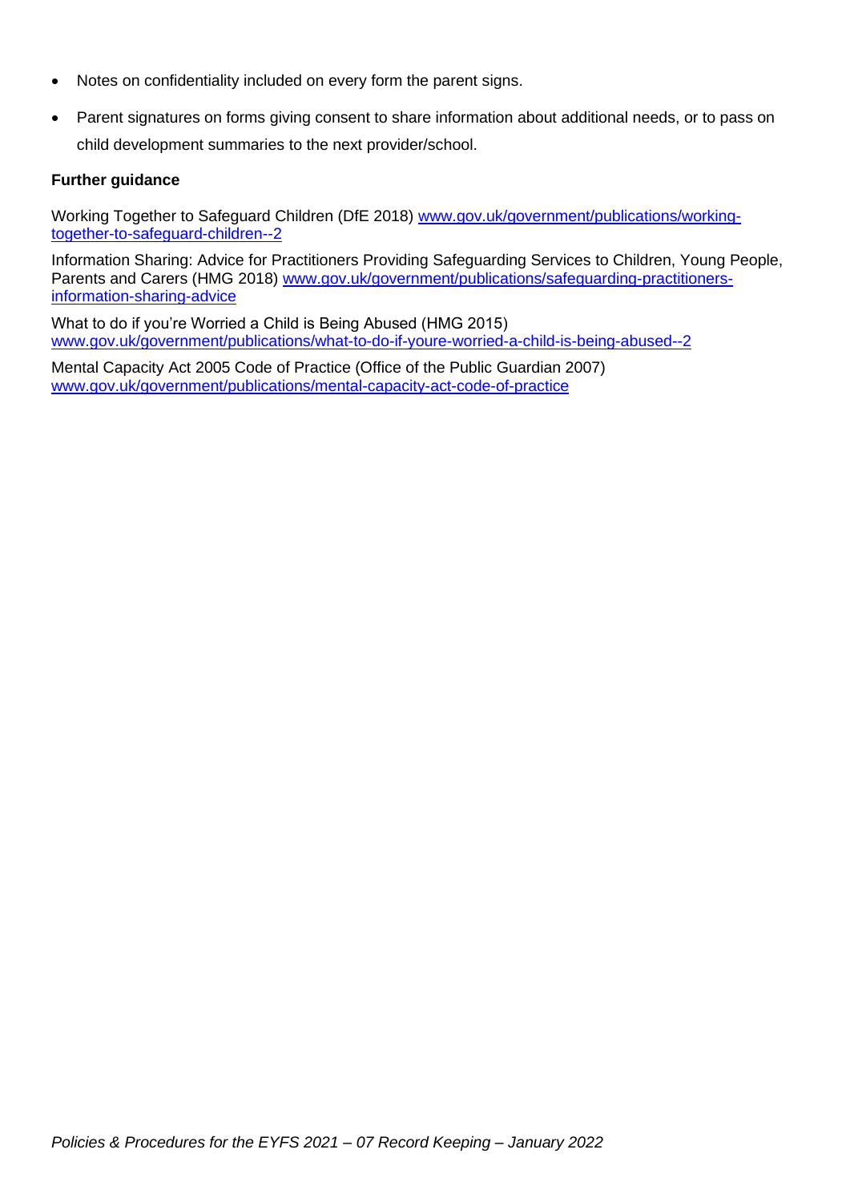- Notes on confidentiality included on every form the parent signs.
- Parent signatures on forms giving consent to share information about additional needs, or to pass on child development summaries to the next provider/school.

**Further guidance**

Working Together to Safeguard Children (DfE 2018) [www.gov.uk/government/publications/working-together-to-safeguard-children--2](www.gov.uk/government/publications/working-together-to-safeguard-children--2)

Information Sharing: Advice for Practitioners Providing Safeguarding Services to Children, Young People, Parents and Carers (HMG 2018) [www.gov.uk/government/publications/safeguarding-practitioners-information-sharing-advice](www.gov.uk/government/publications/safeguarding-practitioners-information-sharing-advice)

What to do if you're Worried a Child is Being Abused (HMG 2015) [www.gov.uk/government/publications/what-to-do-if-youre-worried-a-child-is-being-abused--2](www.gov.uk/government/publications/what-to-do-if-youre-worried-a-child-is-being-abused--2)

Mental Capacity Act 2005 Code of Practice (Office of the Public Guardian 2007) [www.gov.uk/government/publications/mental-capacity-act-code-of-practice](www.gov.uk/government/publications/mental-capacity-act-code-of-practice)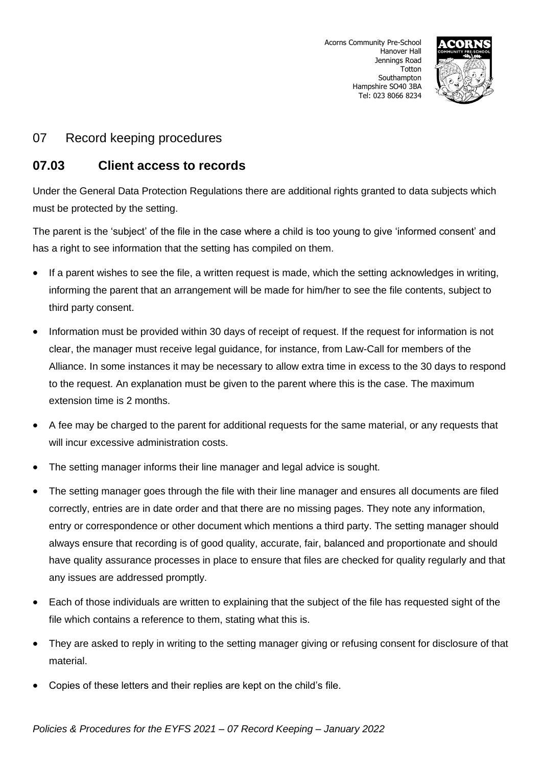## 07 Record keeping procedures

### 07.03 Client access to records

Under the General Data Protection Regulations there are additional rights granted to data subjects which must be protected by the setting.

The parent is the 'subject' of the file in the case where a child is too young to give 'informed consent' and has a right to see information that the setting has compiled on them.

- If a parent wishes to see the file, a written request is made, which the setting acknowledges in writing, informing the parent that an arrangement will be made for him/her to see the file contents, subject to third party consent.
- Information must be provided within 30 days of receipt of request. If the request for information is not clear, the manager must receive legal guidance, for instance, from Law-Call for members of the Alliance. In some instances it may be necessary to allow extra time in excess to the 30 days to respond to the request. An explanation must be given to the parent where this is the case. The maximum extension time is 2 months.
- A fee may be charged to the parent for additional requests for the same material, or any requests that will incur excessive administration costs.
- The setting manager informs their line manager and legal advice is sought.
- The setting manager goes through the file with their line manager and ensures all documents are filed correctly, entries are in date order and that there are no missing pages. They note any information, entry or correspondence or other document which mentions a third party. The setting manager should always ensure that recording is of good quality, accurate, fair, balanced and proportionate and should have quality assurance processes in place to ensure that files are checked for quality regularly and that any issues are addressed promptly.
- Each of those individuals are written to explaining that the subject of the file has requested sight of the file which contains a reference to them, stating what this is.
- They are asked to reply in writing to the setting manager giving or refusing consent for disclosure of that material.
- Copies of these letters and their replies are kept on the child's file.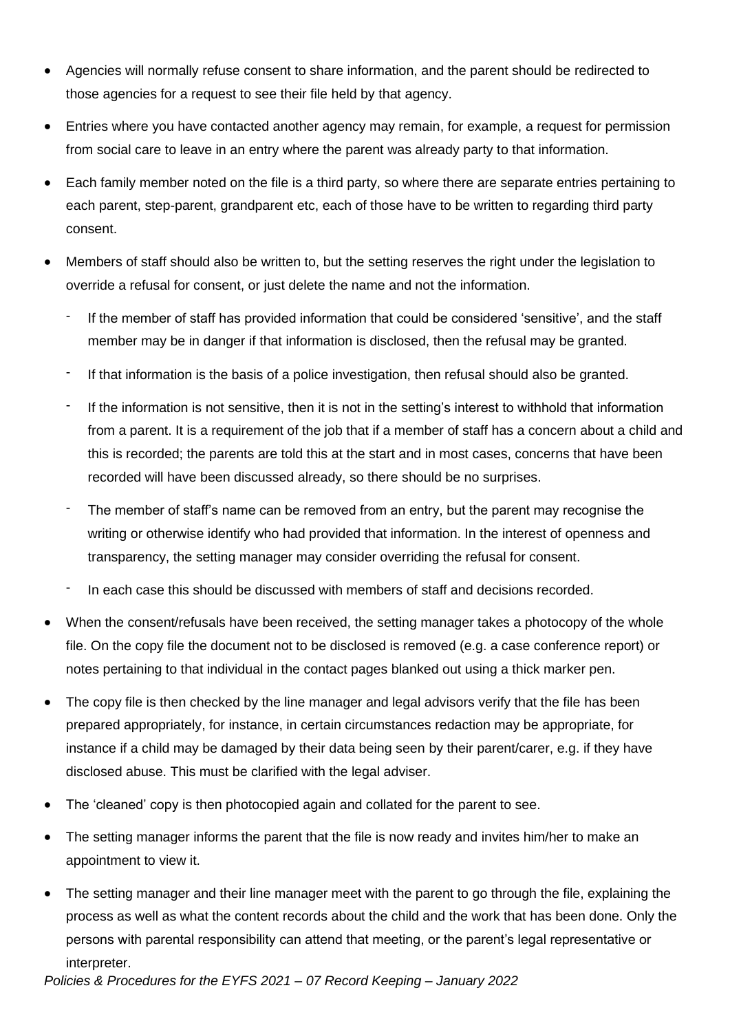- Agencies will normally refuse consent to share information, and the parent should be redirected to those agencies for a request to see their file held by that agency.
- Entries where you have contacted another agency may remain, for example, a request for permission from social care to leave in an entry where the parent was already party to that information.
- Each family member noted on the file is a third party, so where there are separate entries pertaining to each parent, step-parent, grandparent etc, each of those have to be written to regarding third party consent.
- Members of staff should also be written to, but the setting reserves the right under the legislation to override a refusal for consent, or just delete the name and not the information.
  - If the member of staff has provided information that could be considered 'sensitive', and the staff member may be in danger if that information is disclosed, then the refusal may be granted.
  - If that information is the basis of a police investigation, then refusal should also be granted.
  - If the information is not sensitive, then it is not in the setting's interest to withhold that information from a parent. It is a requirement of the job that if a member of staff has a concern about a child and this is recorded; the parents are told this at the start and in most cases, concerns that have been recorded will have been discussed already, so there should be no surprises.
  - The member of staff's name can be removed from an entry, but the parent may recognise the writing or otherwise identify who had provided that information. In the interest of openness and transparency, the setting manager may consider overriding the refusal for consent.
  - In each case this should be discussed with members of staff and decisions recorded.
- When the consent/refusals have been received, the setting manager takes a photocopy of the whole file. On the copy file the document not to be disclosed is removed (e.g. a case conference report) or notes pertaining to that individual in the contact pages blanked out using a thick marker pen.
- The copy file is then checked by the line manager and legal advisors verify that the file has been prepared appropriately, for instance, in certain circumstances redaction may be appropriate, for instance if a child may be damaged by their data being seen by their parent/carer, e.g. if they have disclosed abuse. This must be clarified with the legal adviser.
- The 'cleaned' copy is then photocopied again and collated for the parent to see.
- The setting manager informs the parent that the file is now ready and invites him/her to make an appointment to view it.
- The setting manager and their line manager meet with the parent to go through the file, explaining the process as well as what the content records about the child and the work that has been done. Only the persons with parental responsibility can attend that meeting, or the parent's legal representative or interpreter.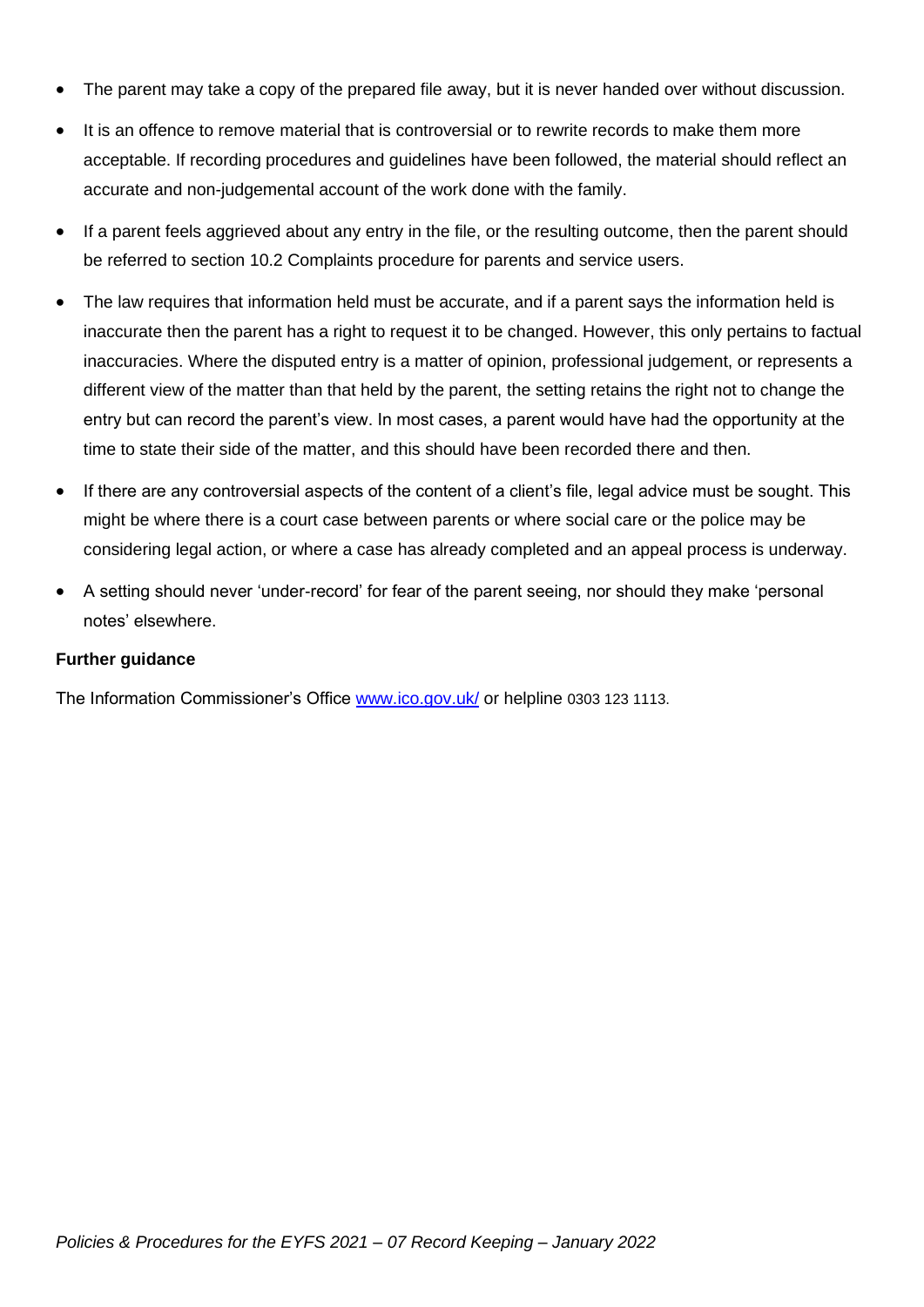- The parent may take a copy of the prepared file away, but it is never handed over without discussion.
- It is an offence to remove material that is controversial or to rewrite records to make them more acceptable. If recording procedures and guidelines have been followed, the material should reflect an accurate and non-judgemental account of the work done with the family.
- If a parent feels aggrieved about any entry in the file, or the resulting outcome, then the parent should be referred to section 10.2 Complaints procedure for parents and service users.
- The law requires that information held must be accurate, and if a parent says the information held is inaccurate then the parent has a right to request it to be changed. However, this only pertains to factual inaccuracies. Where the disputed entry is a matter of opinion, professional judgement, or represents a different view of the matter than that held by the parent, the setting retains the right not to change the entry but can record the parent's view. In most cases, a parent would have had the opportunity at the time to state their side of the matter, and this should have been recorded there and then.
- If there are any controversial aspects of the content of a client's file, legal advice must be sought. This might be where there is a court case between parents or where social care or the police may be considering legal action, or where a case has already completed and an appeal process is underway.
- A setting should never 'under-record' for fear of the parent seeing, nor should they make 'personal notes' elsewhere.

**Further guidance**

The Information Commissioner's Office [www.ico.gov.uk/](http://www.ico.gov.uk/) or helpline 0303 123 1113.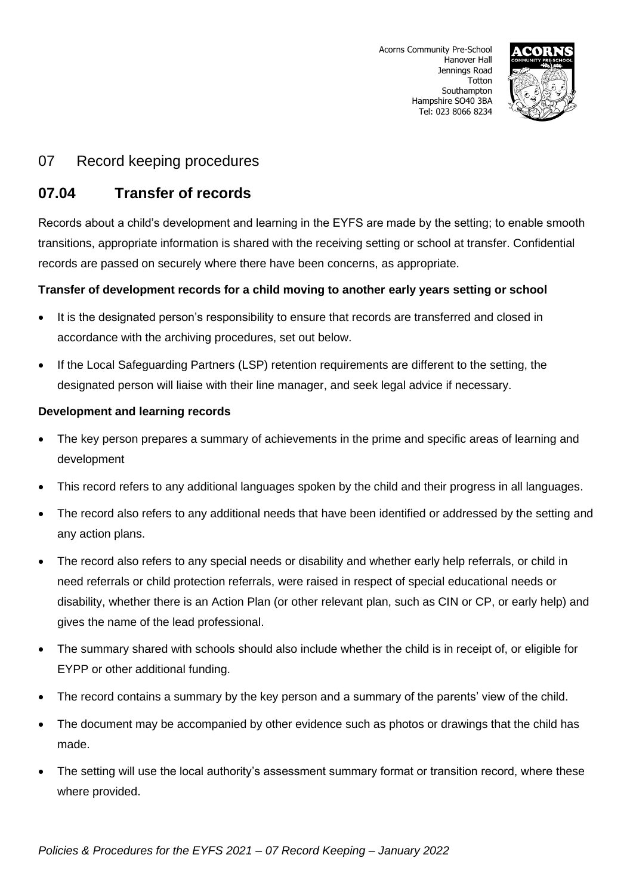Acorns Community Pre-School
Hanover Hall
Jennings Road
Totton
Southampton
Hampshire SO40 3BA
Tel: 023 8066 8234

## 07 Record keeping procedures

## 07.04 Transfer of records

Records about a child's development and learning in the EYFS are made by the setting; to enable smooth transitions, appropriate information is shared with the receiving setting or school at transfer. Confidential records are passed on securely where there have been concerns, as appropriate.

**Transfer of development records for a child moving to another early years setting or school**

- It is the designated person's responsibility to ensure that records are transferred and closed in accordance with the archiving procedures, set out below.
- If the Local Safeguarding Partners (LSP) retention requirements are different to the setting, the designated person will liaise with their line manager, and seek legal advice if necessary.

**Development and learning records**

- The key person prepares a summary of achievements in the prime and specific areas of learning and development
- This record refers to any additional languages spoken by the child and their progress in all languages.
- The record also refers to any additional needs that have been identified or addressed by the setting and any action plans.
- The record also refers to any special needs or disability and whether early help referrals, or child in need referrals or child protection referrals, were raised in respect of special educational needs or disability, whether there is an Action Plan (or other relevant plan, such as CIN or CP, or early help) and gives the name of the lead professional.
- The summary shared with schools should also include whether the child is in receipt of, or eligible for EYPP or other additional funding.
- The record contains a summary by the key person and a summary of the parents' view of the child.
- The document may be accompanied by other evidence such as photos or drawings that the child has made.
- The setting will use the local authority's assessment summary format or transition record, where these where provided.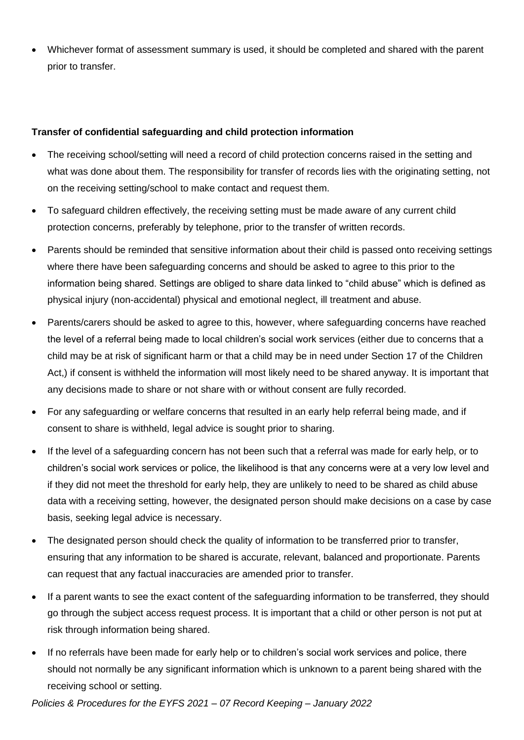- Whichever format of assessment summary is used, it should be completed and shared with the parent prior to transfer.

**Transfer of confidential safeguarding and child protection information**

- The receiving school/setting will need a record of child protection concerns raised in the setting and what was done about them. The responsibility for transfer of records lies with the originating setting, not on the receiving setting/school to make contact and request them.
- To safeguard children effectively, the receiving setting must be made aware of any current child protection concerns, preferably by telephone, prior to the transfer of written records.
- Parents should be reminded that sensitive information about their child is passed onto receiving settings where there have been safeguarding concerns and should be asked to agree to this prior to the information being shared. Settings are obliged to share data linked to "child abuse" which is defined as physical injury (non-accidental) physical and emotional neglect, ill treatment and abuse.
- Parents/carers should be asked to agree to this, however, where safeguarding concerns have reached the level of a referral being made to local children's social work services (either due to concerns that a child may be at risk of significant harm or that a child may be in need under Section 17 of the Children Act,) if consent is withheld the information will most likely need to be shared anyway. It is important that any decisions made to share or not share with or without consent are fully recorded.
- For any safeguarding or welfare concerns that resulted in an early help referral being made, and if consent to share is withheld, legal advice is sought prior to sharing.
- If the level of a safeguarding concern has not been such that a referral was made for early help, or to children's social work services or police, the likelihood is that any concerns were at a very low level and if they did not meet the threshold for early help, they are unlikely to need to be shared as child abuse data with a receiving setting, however, the designated person should make decisions on a case by case basis, seeking legal advice is necessary.
- The designated person should check the quality of information to be transferred prior to transfer, ensuring that any information to be shared is accurate, relevant, balanced and proportionate. Parents can request that any factual inaccuracies are amended prior to transfer.
- If a parent wants to see the exact content of the safeguarding information to be transferred, they should go through the subject access request process. It is important that a child or other person is not put at risk through information being shared.
- If no referrals have been made for early help or to children's social work services and police, there should not normally be any significant information which is unknown to a parent being shared with the receiving school or setting.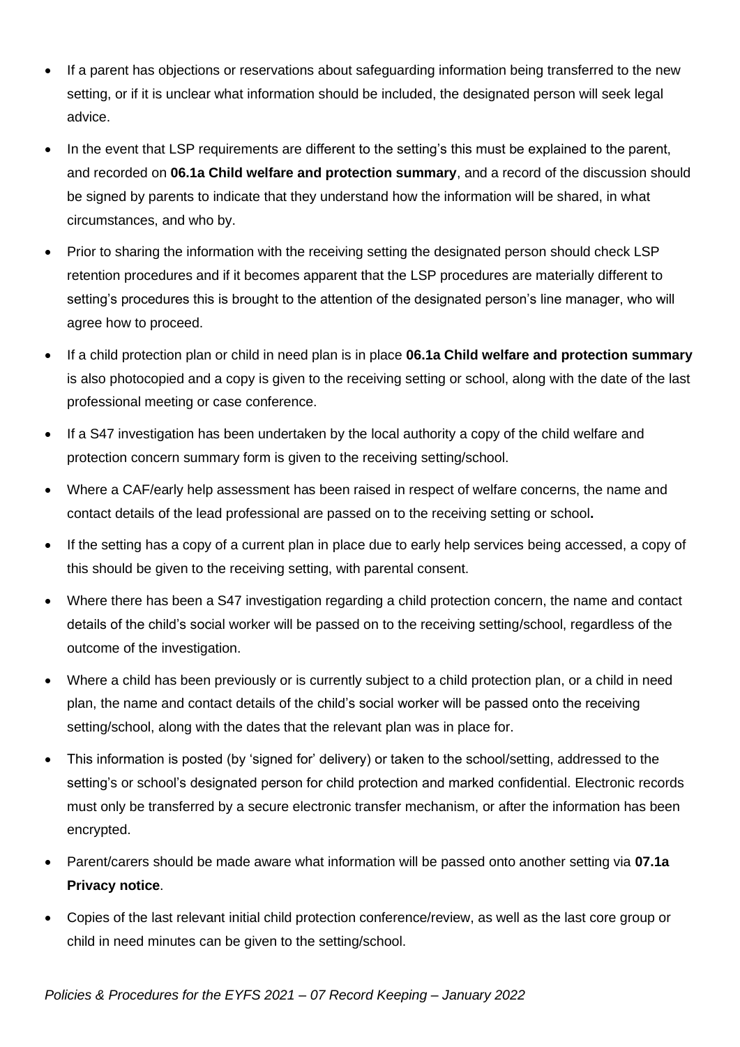- If a parent has objections or reservations about safeguarding information being transferred to the new setting, or if it is unclear what information should be included, the designated person will seek legal advice.
- In the event that LSP requirements are different to the setting's this must be explained to the parent, and recorded on **06.1a Child welfare and protection summary**, and a record of the discussion should be signed by parents to indicate that they understand how the information will be shared, in what circumstances, and who by.
- Prior to sharing the information with the receiving setting the designated person should check LSP retention procedures and if it becomes apparent that the LSP procedures are materially different to setting's procedures this is brought to the attention of the designated person's line manager, who will agree how to proceed.
- If a child protection plan or child in need plan is in place **06.1a Child welfare and protection summary** is also photocopied and a copy is given to the receiving setting or school, along with the date of the last professional meeting or case conference.
- If a S47 investigation has been undertaken by the local authority a copy of the child welfare and protection concern summary form is given to the receiving setting/school.
- Where a CAF/early help assessment has been raised in respect of welfare concerns, the name and contact details of the lead professional are passed on to the receiving setting or school**.**
- If the setting has a copy of a current plan in place due to early help services being accessed, a copy of this should be given to the receiving setting, with parental consent.
- Where there has been a S47 investigation regarding a child protection concern, the name and contact details of the child's social worker will be passed on to the receiving setting/school, regardless of the outcome of the investigation.
- Where a child has been previously or is currently subject to a child protection plan, or a child in need plan, the name and contact details of the child's social worker will be passed onto the receiving setting/school, along with the dates that the relevant plan was in place for.
- This information is posted (by 'signed for' delivery) or taken to the school/setting, addressed to the setting's or school's designated person for child protection and marked confidential. Electronic records must only be transferred by a secure electronic transfer mechanism, or after the information has been encrypted.
- Parent/carers should be made aware what information will be passed onto another setting via **07.1a Privacy notice**.
- Copies of the last relevant initial child protection conference/review, as well as the last core group or child in need minutes can be given to the setting/school.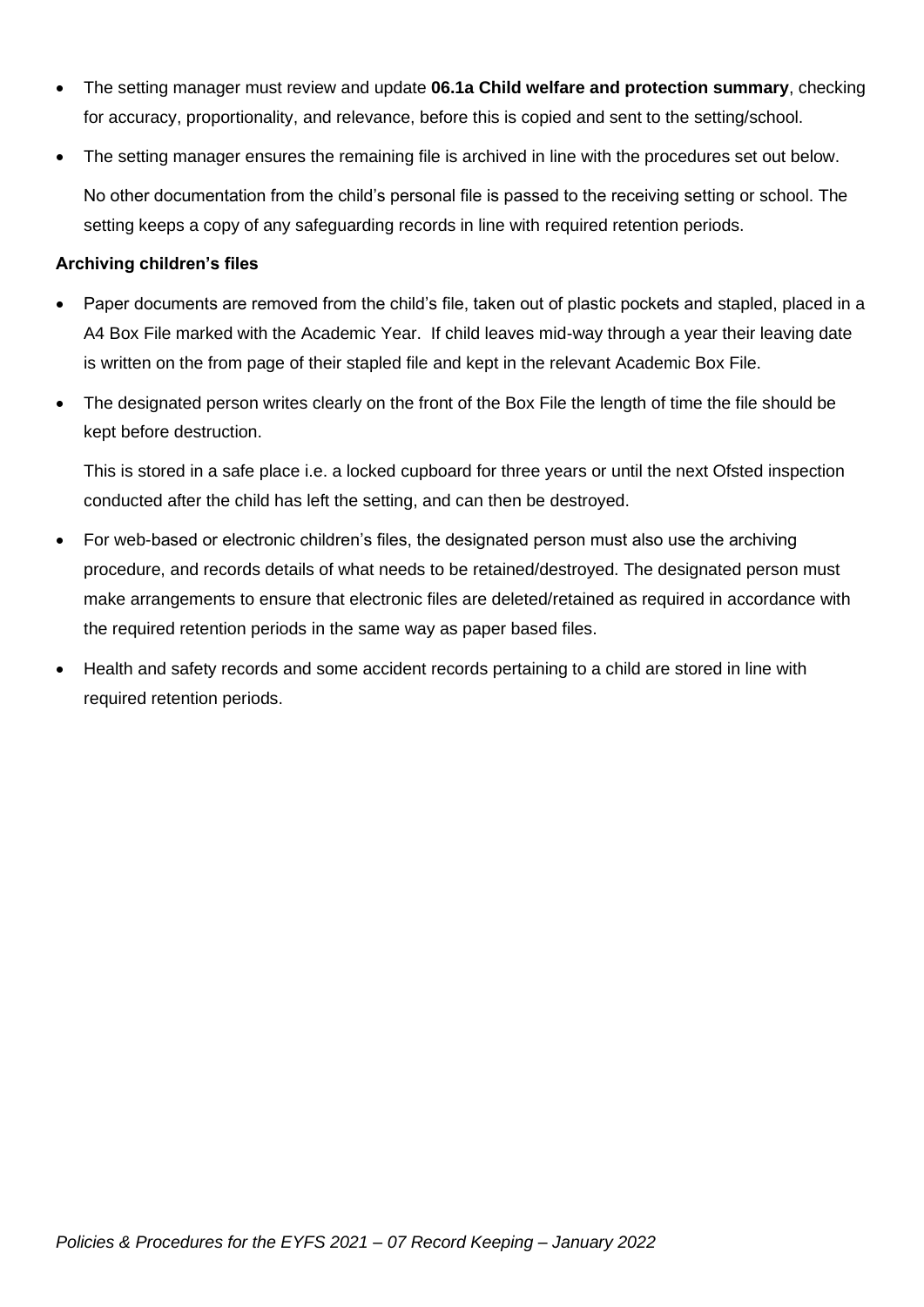- The setting manager must review and update **06.1a Child welfare and protection summary**, checking for accuracy, proportionality, and relevance, before this is copied and sent to the setting/school.
- The setting manager ensures the remaining file is archived in line with the procedures set out below.

  No other documentation from the child's personal file is passed to the receiving setting or school. The setting keeps a copy of any safeguarding records in line with required retention periods.

**Archiving children's files**

- Paper documents are removed from the child's file, taken out of plastic pockets and stapled, placed in a A4 Box File marked with the Academic Year. If child leaves mid-way through a year their leaving date is written on the from page of their stapled file and kept in the relevant Academic Box File.
- The designated person writes clearly on the front of the Box File the length of time the file should be kept before destruction.

  This is stored in a safe place i.e. a locked cupboard for three years or until the next Ofsted inspection conducted after the child has left the setting, and can then be destroyed.

- For web-based or electronic children's files, the designated person must also use the archiving procedure, and records details of what needs to be retained/destroyed. The designated person must make arrangements to ensure that electronic files are deleted/retained as required in accordance with the required retention periods in the same way as paper based files.
- Health and safety records and some accident records pertaining to a child are stored in line with required retention periods.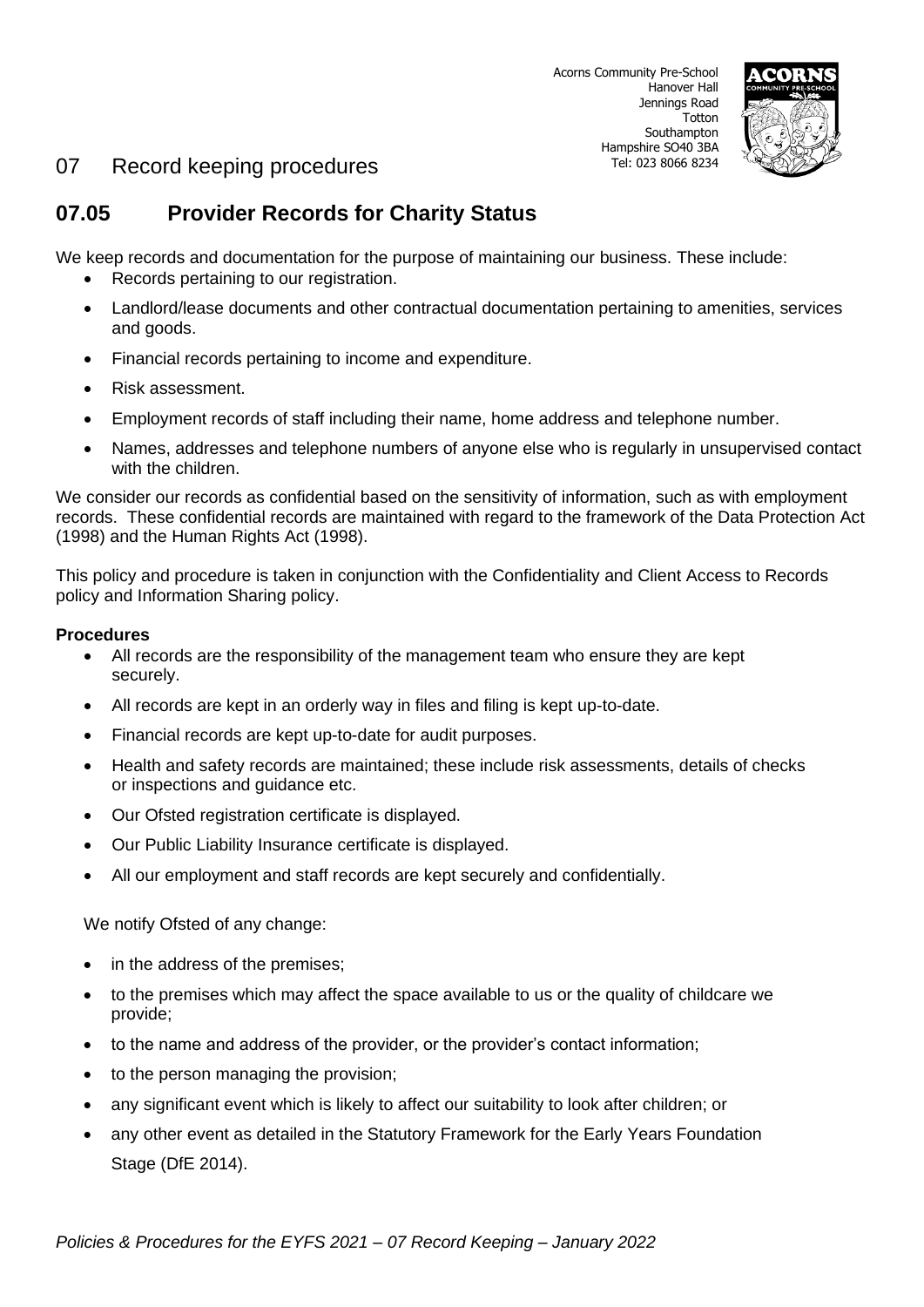Acorns Community Pre-School
Hanover Hall
Jennings Road
Totton
Southampton
Hampshire SO40 3BA
Tel: 023 8066 8234

# 07 Record keeping procedures

## 07.05 Provider Records for Charity Status

We keep records and documentation for the purpose of maintaining our business. These include:

- Records pertaining to our registration.
- Landlord/lease documents and other contractual documentation pertaining to amenities, services and goods.
- Financial records pertaining to income and expenditure.
- Risk assessment.
- Employment records of staff including their name, home address and telephone number.
- Names, addresses and telephone numbers of anyone else who is regularly in unsupervised contact with the children.

We consider our records as confidential based on the sensitivity of information, such as with employment records. These confidential records are maintained with regard to the framework of the Data Protection Act (1998) and the Human Rights Act (1998).

This policy and procedure is taken in conjunction with the Confidentiality and Client Access to Records policy and Information Sharing policy.

**Procedures**

- All records are the responsibility of the management team who ensure they are kept securely.
- All records are kept in an orderly way in files and filing is kept up-to-date.
- Financial records are kept up-to-date for audit purposes.
- Health and safety records are maintained; these include risk assessments, details of checks or inspections and guidance etc.
- Our Ofsted registration certificate is displayed.
- Our Public Liability Insurance certificate is displayed.
- All our employment and staff records are kept securely and confidentially.

We notify Ofsted of any change:

- in the address of the premises;
- to the premises which may affect the space available to us or the quality of childcare we provide;
- to the name and address of the provider, or the provider's contact information;
- to the person managing the provision;
- any significant event which is likely to affect our suitability to look after children; or
- any other event as detailed in the Statutory Framework for the Early Years Foundation Stage (DfE 2014).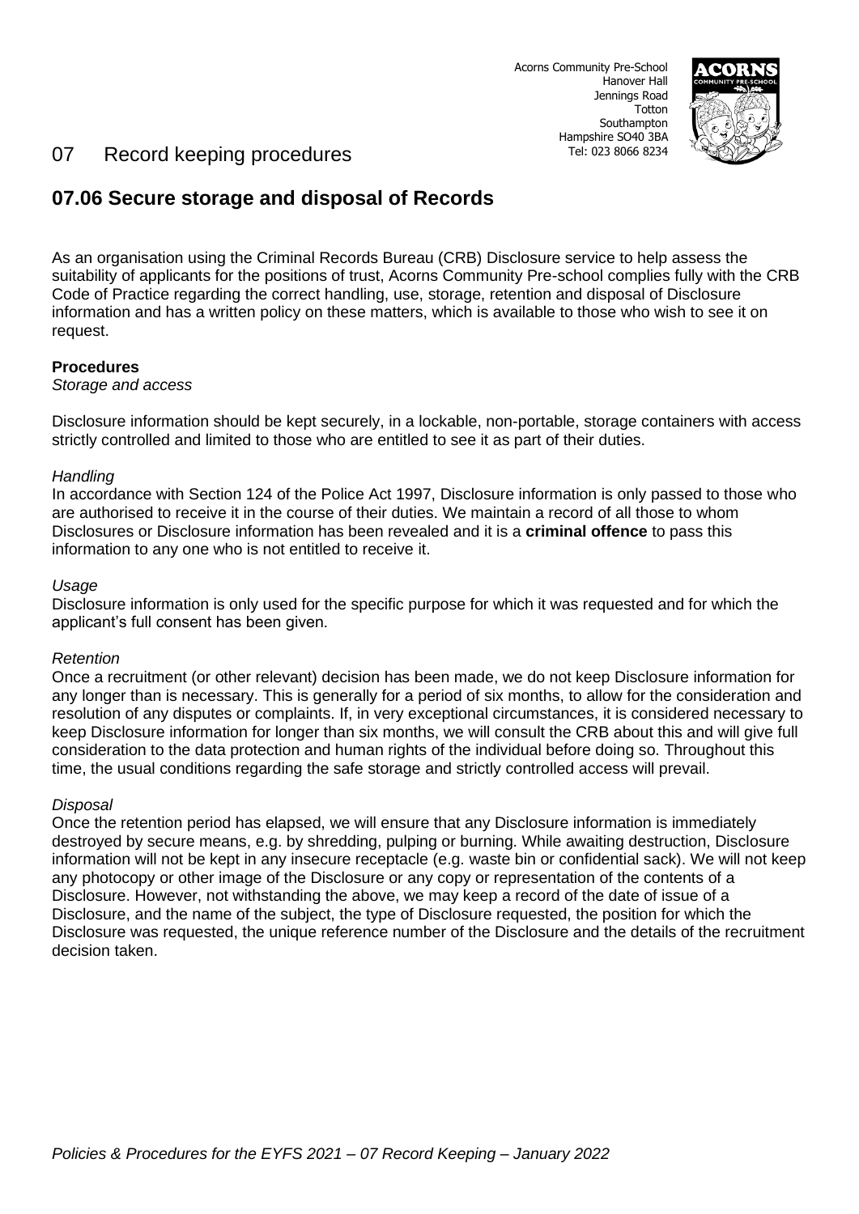Acorns Community Pre-School
Hanover Hall
Jennings Road
Totton
Southampton
Hampshire SO40 3BA
Tel: 023 8066 8234

# 07 Record keeping procedures

## 07.06 Secure storage and disposal of Records

As an organisation using the Criminal Records Bureau (CRB) Disclosure service to help assess the suitability of applicants for the positions of trust, Acorns Community Pre-school complies fully with the CRB Code of Practice regarding the correct handling, use, storage, retention and disposal of Disclosure information and has a written policy on these matters, which is available to those who wish to see it on request.

**Procedures**

*Storage and access*

Disclosure information should be kept securely, in a lockable, non-portable, storage containers with access strictly controlled and limited to those who are entitled to see it as part of their duties.

*Handling*

In accordance with Section 124 of the Police Act 1997, Disclosure information is only passed to those who are authorised to receive it in the course of their duties. We maintain a record of all those to whom Disclosures or Disclosure information has been revealed and it is a **criminal offence** to pass this information to any one who is not entitled to receive it.

*Usage*

Disclosure information is only used for the specific purpose for which it was requested and for which the applicant's full consent has been given.

*Retention*

Once a recruitment (or other relevant) decision has been made, we do not keep Disclosure information for any longer than is necessary. This is generally for a period of six months, to allow for the consideration and resolution of any disputes or complaints. If, in very exceptional circumstances, it is considered necessary to keep Disclosure information for longer than six months, we will consult the CRB about this and will give full consideration to the data protection and human rights of the individual before doing so. Throughout this time, the usual conditions regarding the safe storage and strictly controlled access will prevail.

*Disposal*

Once the retention period has elapsed, we will ensure that any Disclosure information is immediately destroyed by secure means, e.g. by shredding, pulping or burning. While awaiting destruction, Disclosure information will not be kept in any insecure receptacle (e.g. waste bin or confidential sack). We will not keep any photocopy or other image of the Disclosure or any copy or representation of the contents of a Disclosure. However, not withstanding the above, we may keep a record of the date of issue of a Disclosure, and the name of the subject, the type of Disclosure requested, the position for which the Disclosure was requested, the unique reference number of the Disclosure and the details of the recruitment decision taken.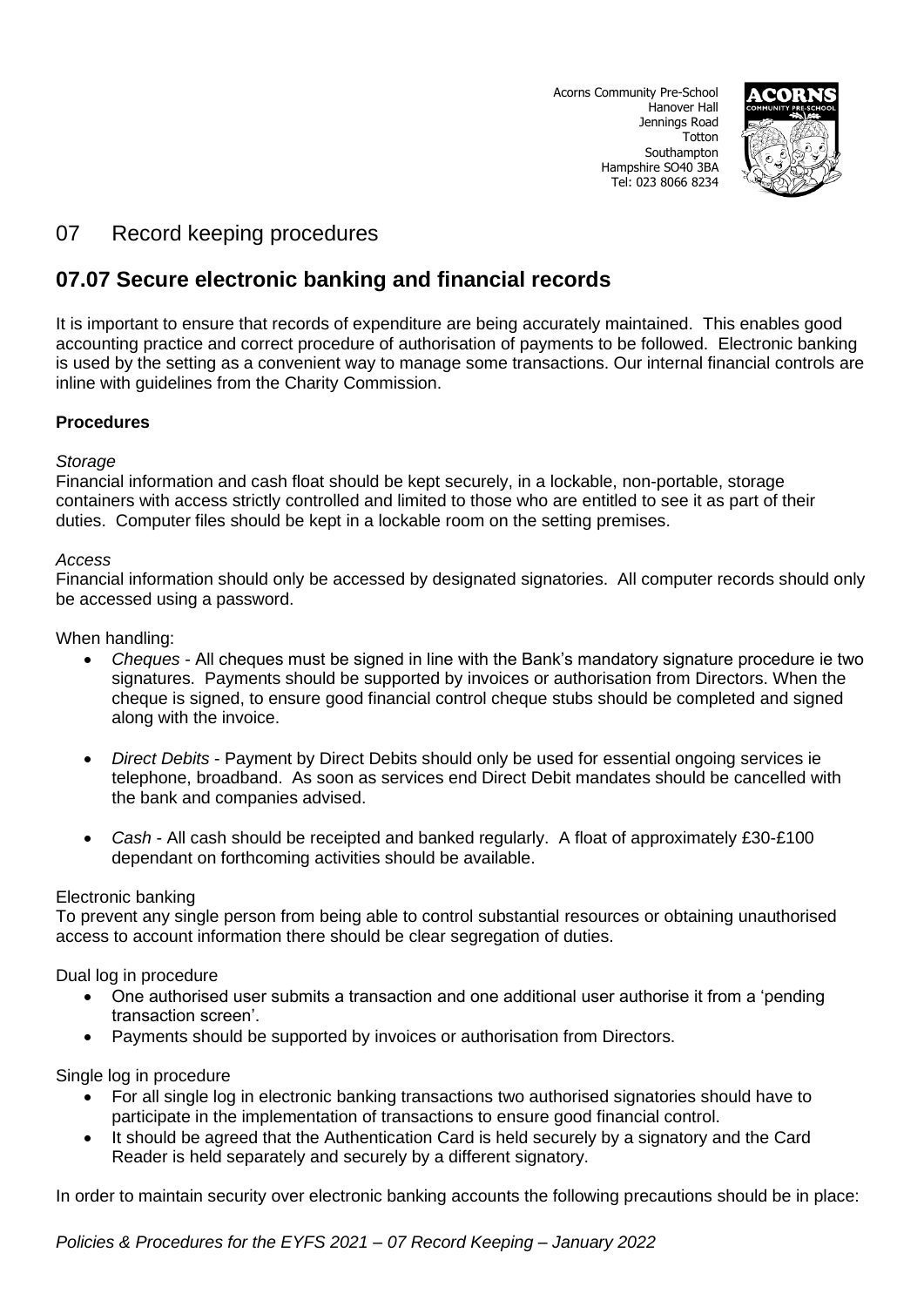Acorns Community Pre-School
Hanover Hall
Jennings Road
Totton
Southampton
Hampshire SO40 3BA
Tel: 023 8066 8234

# 07 Record keeping procedures

## 07.07 Secure electronic banking and financial records

It is important to ensure that records of expenditure are being accurately maintained. This enables good accounting practice and correct procedure of authorisation of payments to be followed. Electronic banking is used by the setting as a convenient way to manage some transactions. Our internal financial controls are inline with guidelines from the Charity Commission.

**Procedures**

*Storage*
Financial information and cash float should be kept securely, in a lockable, non-portable, storage containers with access strictly controlled and limited to those who are entitled to see it as part of their duties. Computer files should be kept in a lockable room on the setting premises.

*Access*
Financial information should only be accessed by designated signatories. All computer records should only be accessed using a password.

When handling:

- *Cheques* - All cheques must be signed in line with the Bank's mandatory signature procedure ie two signatures. Payments should be supported by invoices or authorisation from Directors. When the cheque is signed, to ensure good financial control cheque stubs should be completed and signed along with the invoice.
- *Direct Debits* - Payment by Direct Debits should only be used for essential ongoing services ie telephone, broadband. As soon as services end Direct Debit mandates should be cancelled with the bank and companies advised.
- *Cash* - All cash should be receipted and banked regularly. A float of approximately £30-£100 dependant on forthcoming activities should be available.

Electronic banking
To prevent any single person from being able to control substantial resources or obtaining unauthorised access to account information there should be clear segregation of duties.

Dual log in procedure

- One authorised user submits a transaction and one additional user authorise it from a 'pending transaction screen'.
- Payments should be supported by invoices or authorisation from Directors.

Single log in procedure

- For all single log in electronic banking transactions two authorised signatories should have to participate in the implementation of transactions to ensure good financial control.
- It should be agreed that the Authentication Card is held securely by a signatory and the Card Reader is held separately and securely by a different signatory.

In order to maintain security over electronic banking accounts the following precautions should be in place: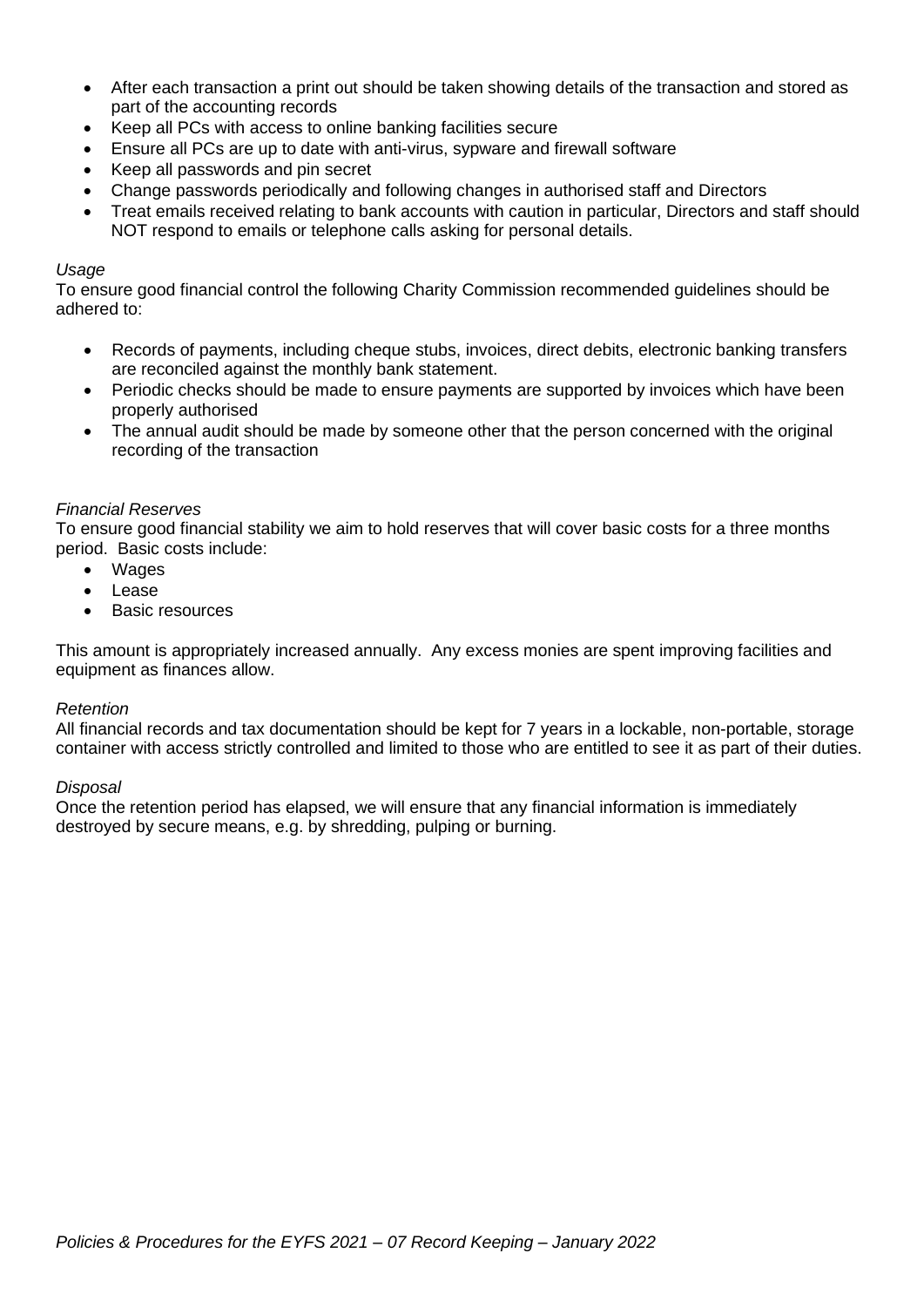- After each transaction a print out should be taken showing details of the transaction and stored as part of the accounting records
- Keep all PCs with access to online banking facilities secure
- Ensure all PCs are up to date with anti-virus, sypware and firewall software
- Keep all passwords and pin secret
- Change passwords periodically and following changes in authorised staff and Directors
- Treat emails received relating to bank accounts with caution in particular, Directors and staff should NOT respond to emails or telephone calls asking for personal details.

*Usage*

To ensure good financial control the following Charity Commission recommended guidelines should be adhered to:

- Records of payments, including cheque stubs, invoices, direct debits, electronic banking transfers are reconciled against the monthly bank statement.
- Periodic checks should be made to ensure payments are supported by invoices which have been properly authorised
- The annual audit should be made by someone other that the person concerned with the original recording of the transaction

*Financial Reserves*

To ensure good financial stability we aim to hold reserves that will cover basic costs for a three months period. Basic costs include:

- Wages
- Lease
- Basic resources

This amount is appropriately increased annually. Any excess monies are spent improving facilities and equipment as finances allow.

*Retention*

All financial records and tax documentation should be kept for 7 years in a lockable, non-portable, storage container with access strictly controlled and limited to those who are entitled to see it as part of their duties.

*Disposal*

Once the retention period has elapsed, we will ensure that any financial information is immediately destroyed by secure means, e.g. by shredding, pulping or burning.